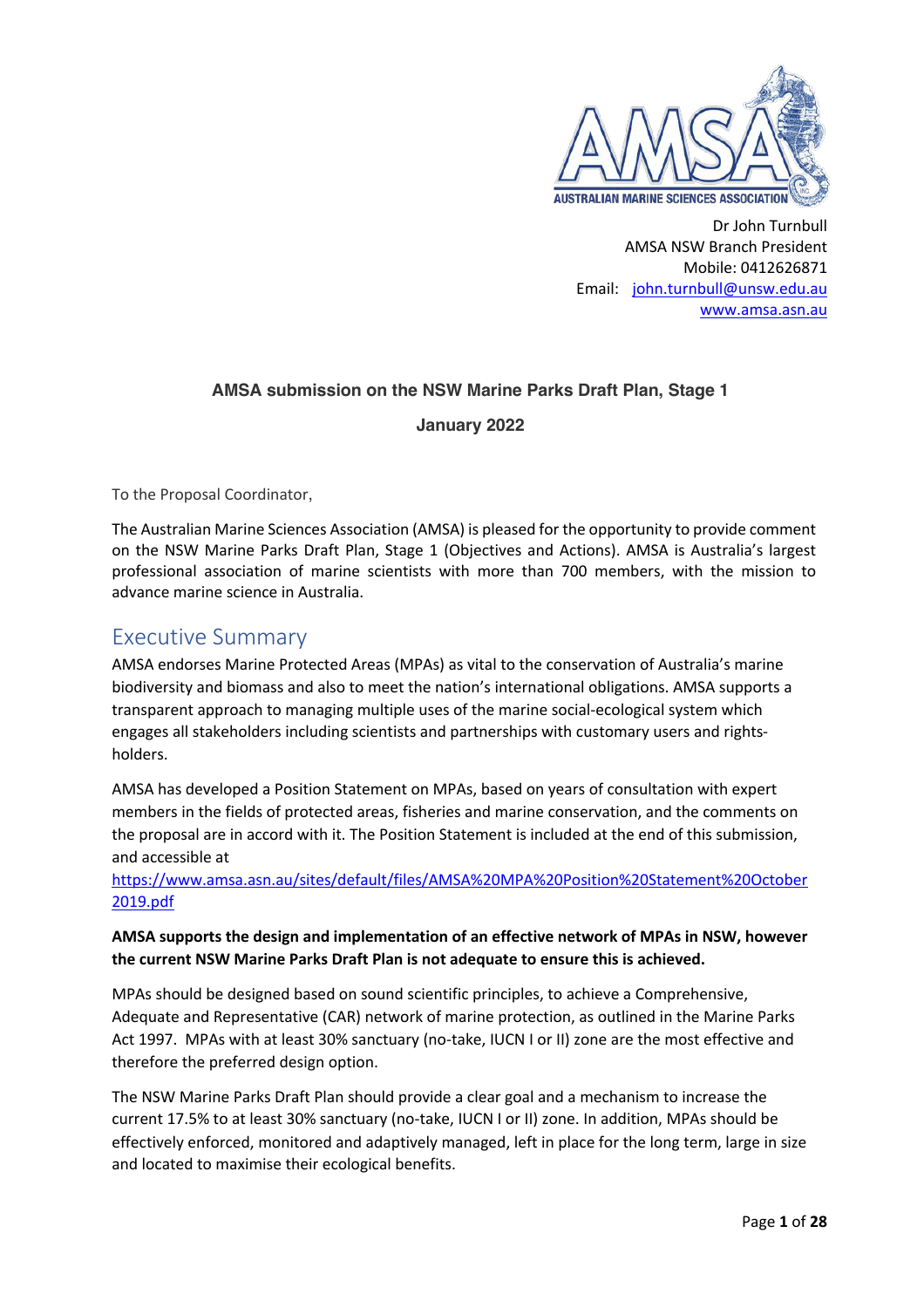Dr John Turnbull
AMSA NSW Branch President
Mobile: 0412626871
Email: john.turnbull@unsw.edu.au
www.amsa.asn.au

**AMSA submission on the NSW Marine Parks Draft Plan, Stage 1**

**January 2022**

To the Proposal Coordinator,

The Australian Marine Sciences Association (AMSA) is pleased for the opportunity to provide comment on the NSW Marine Parks Draft Plan, Stage 1 (Objectives and Actions). AMSA is Australia's largest professional association of marine scientists with more than 700 members, with the mission to advance marine science in Australia.

## Executive Summary

AMSA endorses Marine Protected Areas (MPAs) as vital to the conservation of Australia's marine biodiversity and biomass and also to meet the nation's international obligations. AMSA supports a transparent approach to managing multiple uses of the marine social-ecological system which engages all stakeholders including scientists and partnerships with customary users and rights-holders.

AMSA has developed a Position Statement on MPAs, based on years of consultation with expert members in the fields of protected areas, fisheries and marine conservation, and the comments on the proposal are in accord with it. The Position Statement is included at the end of this submission, and accessible at https://www.amsa.asn.au/sites/default/files/AMSA%20MPA%20Position%20Statement%20October2019.pdf

**AMSA supports the design and implementation of an effective network of MPAs in NSW, however the current NSW Marine Parks Draft Plan is not adequate to ensure this is achieved.**

MPAs should be designed based on sound scientific principles, to achieve a Comprehensive, Adequate and Representative (CAR) network of marine protection, as outlined in the Marine Parks Act 1997. MPAs with at least 30% sanctuary (no-take, IUCN I or II) zone are the most effective and therefore the preferred design option.

The NSW Marine Parks Draft Plan should provide a clear goal and a mechanism to increase the current 17.5% to at least 30% sanctuary (no-take, IUCN I or II) zone. In addition, MPAs should be effectively enforced, monitored and adaptively managed, left in place for the long term, large in size and located to maximise their ecological benefits.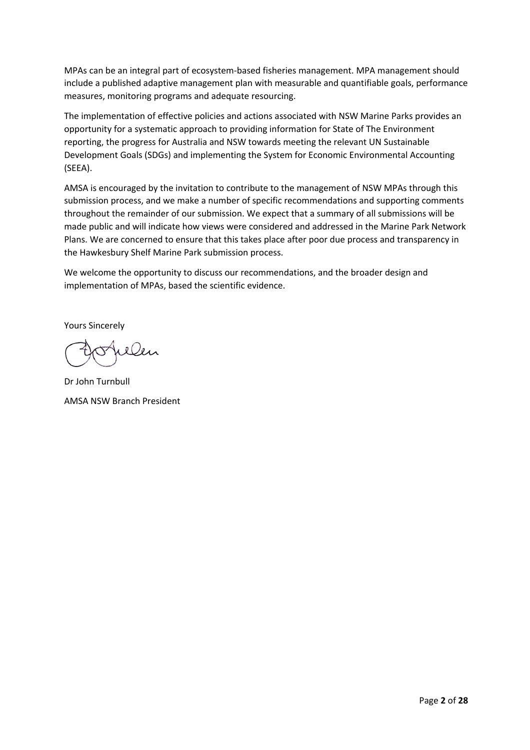MPAs can be an integral part of ecosystem-based fisheries management. MPA management should include a published adaptive management plan with measurable and quantifiable goals, performance measures, monitoring programs and adequate resourcing.

The implementation of effective policies and actions associated with NSW Marine Parks provides an opportunity for a systematic approach to providing information for State of The Environment reporting, the progress for Australia and NSW towards meeting the relevant UN Sustainable Development Goals (SDGs) and implementing the System for Economic Environmental Accounting (SEEA).

AMSA is encouraged by the invitation to contribute to the management of NSW MPAs through this submission process, and we make a number of specific recommendations and supporting comments throughout the remainder of our submission. We expect that a summary of all submissions will be made public and will indicate how views were considered and addressed in the Marine Park Network Plans. We are concerned to ensure that this takes place after poor due process and transparency in the Hawkesbury Shelf Marine Park submission process.

We welcome the opportunity to discuss our recommendations, and the broader design and implementation of MPAs, based the scientific evidence.

Yours Sincerely

Dr John Turnbull

AMSA NSW Branch President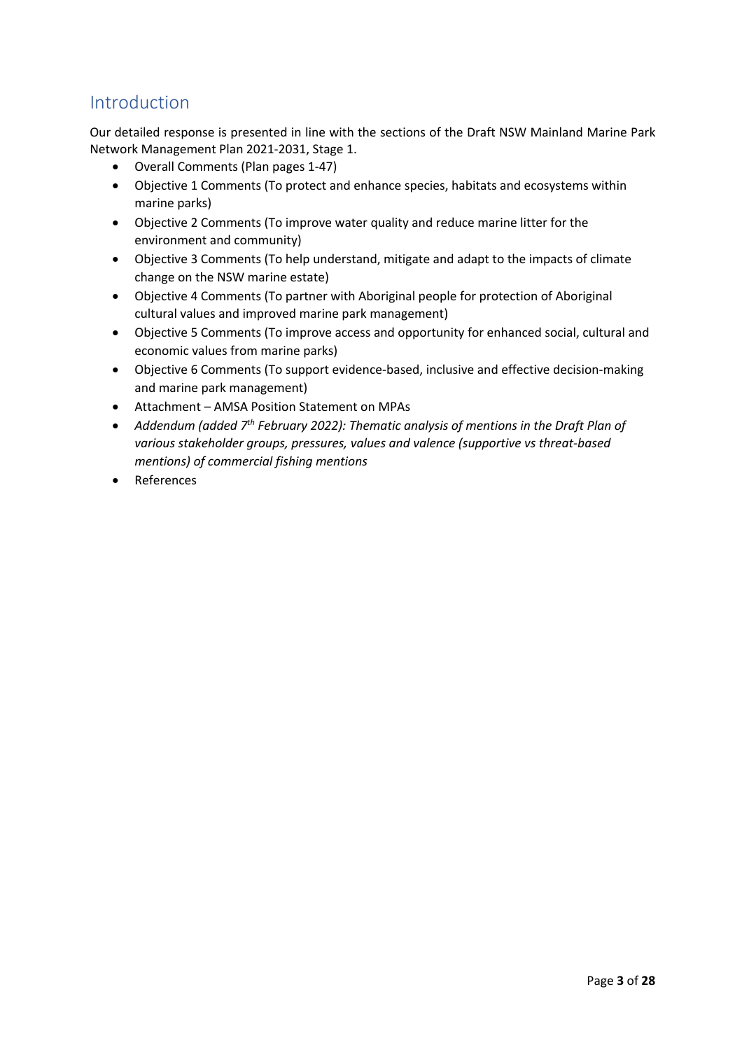# Introduction

Our detailed response is presented in line with the sections of the Draft NSW Mainland Marine Park Network Management Plan 2021-2031, Stage 1.

- Overall Comments (Plan pages 1-47)
- Objective 1 Comments (To protect and enhance species, habitats and ecosystems within marine parks)
- Objective 2 Comments (To improve water quality and reduce marine litter for the environment and community)
- Objective 3 Comments (To help understand, mitigate and adapt to the impacts of climate change on the NSW marine estate)
- Objective 4 Comments (To partner with Aboriginal people for protection of Aboriginal cultural values and improved marine park management)
- Objective 5 Comments (To improve access and opportunity for enhanced social, cultural and economic values from marine parks)
- Objective 6 Comments (To support evidence-based, inclusive and effective decision-making and marine park management)
- Attachment – AMSA Position Statement on MPAs
- *Addendum (added 7th February 2022): Thematic analysis of mentions in the Draft Plan of various stakeholder groups, pressures, values and valence (supportive vs threat-based mentions) of commercial fishing mentions*
- References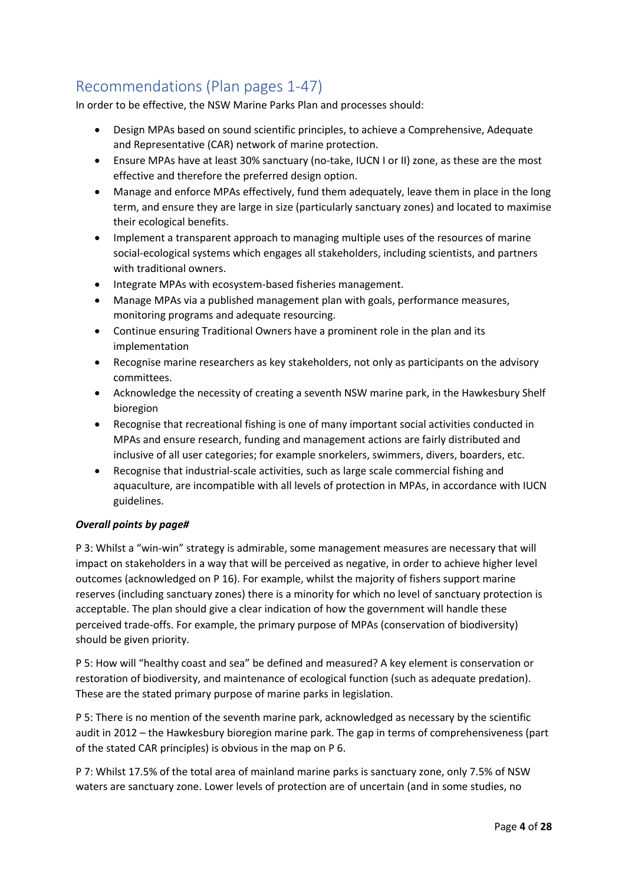## Recommendations (Plan pages 1-47)

In order to be effective, the NSW Marine Parks Plan and processes should:

- Design MPAs based on sound scientific principles, to achieve a Comprehensive, Adequate and Representative (CAR) network of marine protection.
- Ensure MPAs have at least 30% sanctuary (no-take, IUCN I or II) zone, as these are the most effective and therefore the preferred design option.
- Manage and enforce MPAs effectively, fund them adequately, leave them in place in the long term, and ensure they are large in size (particularly sanctuary zones) and located to maximise their ecological benefits.
- Implement a transparent approach to managing multiple uses of the resources of marine social-ecological systems which engages all stakeholders, including scientists, and partners with traditional owners.
- Integrate MPAs with ecosystem-based fisheries management.
- Manage MPAs via a published management plan with goals, performance measures, monitoring programs and adequate resourcing.
- Continue ensuring Traditional Owners have a prominent role in the plan and its implementation
- Recognise marine researchers as key stakeholders, not only as participants on the advisory committees.
- Acknowledge the necessity of creating a seventh NSW marine park, in the Hawkesbury Shelf bioregion
- Recognise that recreational fishing is one of many important social activities conducted in MPAs and ensure research, funding and management actions are fairly distributed and inclusive of all user categories; for example snorkelers, swimmers, divers, boarders, etc.
- Recognise that industrial-scale activities, such as large scale commercial fishing and aquaculture, are incompatible with all levels of protection in MPAs, in accordance with IUCN guidelines.

***Overall points by page#***

P 3: Whilst a "win-win" strategy is admirable, some management measures are necessary that will impact on stakeholders in a way that will be perceived as negative, in order to achieve higher level outcomes (acknowledged on P 16). For example, whilst the majority of fishers support marine reserves (including sanctuary zones) there is a minority for which no level of sanctuary protection is acceptable. The plan should give a clear indication of how the government will handle these perceived trade-offs. For example, the primary purpose of MPAs (conservation of biodiversity) should be given priority.

P 5: How will "healthy coast and sea" be defined and measured? A key element is conservation or restoration of biodiversity, and maintenance of ecological function (such as adequate predation). These are the stated primary purpose of marine parks in legislation.

P 5: There is no mention of the seventh marine park, acknowledged as necessary by the scientific audit in 2012 – the Hawkesbury bioregion marine park. The gap in terms of comprehensiveness (part of the stated CAR principles) is obvious in the map on P 6.

P 7: Whilst 17.5% of the total area of mainland marine parks is sanctuary zone, only 7.5% of NSW waters are sanctuary zone. Lower levels of protection are of uncertain (and in some studies, no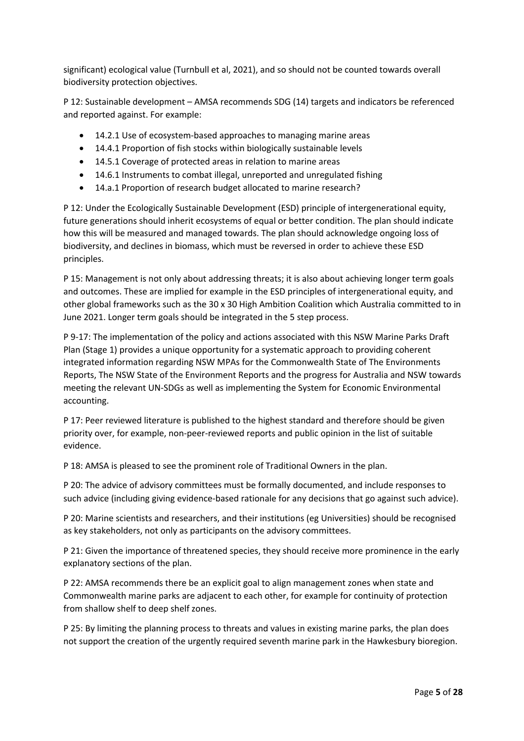significant) ecological value (Turnbull et al, 2021), and so should not be counted towards overall biodiversity protection objectives.

P 12: Sustainable development – AMSA recommends SDG (14) targets and indicators be referenced and reported against. For example:

- 14.2.1 Use of ecosystem-based approaches to managing marine areas
- 14.4.1 Proportion of fish stocks within biologically sustainable levels
- 14.5.1 Coverage of protected areas in relation to marine areas
- 14.6.1 Instruments to combat illegal, unreported and unregulated fishing
- 14.a.1 Proportion of research budget allocated to marine research?

P 12: Under the Ecologically Sustainable Development (ESD) principle of intergenerational equity, future generations should inherit ecosystems of equal or better condition. The plan should indicate how this will be measured and managed towards. The plan should acknowledge ongoing loss of biodiversity, and declines in biomass, which must be reversed in order to achieve these ESD principles.

P 15: Management is not only about addressing threats; it is also about achieving longer term goals and outcomes. These are implied for example in the ESD principles of intergenerational equity, and other global frameworks such as the 30 x 30 High Ambition Coalition which Australia committed to in June 2021. Longer term goals should be integrated in the 5 step process.

P 9-17: The implementation of the policy and actions associated with this NSW Marine Parks Draft Plan (Stage 1) provides a unique opportunity for a systematic approach to providing coherent integrated information regarding NSW MPAs for the Commonwealth State of The Environments Reports, The NSW State of the Environment Reports and the progress for Australia and NSW towards meeting the relevant UN-SDGs as well as implementing the System for Economic Environmental accounting.

P 17: Peer reviewed literature is published to the highest standard and therefore should be given priority over, for example, non-peer-reviewed reports and public opinion in the list of suitable evidence.

P 18: AMSA is pleased to see the prominent role of Traditional Owners in the plan.

P 20: The advice of advisory committees must be formally documented, and include responses to such advice (including giving evidence-based rationale for any decisions that go against such advice).

P 20: Marine scientists and researchers, and their institutions (eg Universities) should be recognised as key stakeholders, not only as participants on the advisory committees.

P 21: Given the importance of threatened species, they should receive more prominence in the early explanatory sections of the plan.

P 22: AMSA recommends there be an explicit goal to align management zones when state and Commonwealth marine parks are adjacent to each other, for example for continuity of protection from shallow shelf to deep shelf zones.

P 25: By limiting the planning process to threats and values in existing marine parks, the plan does not support the creation of the urgently required seventh marine park in the Hawkesbury bioregion.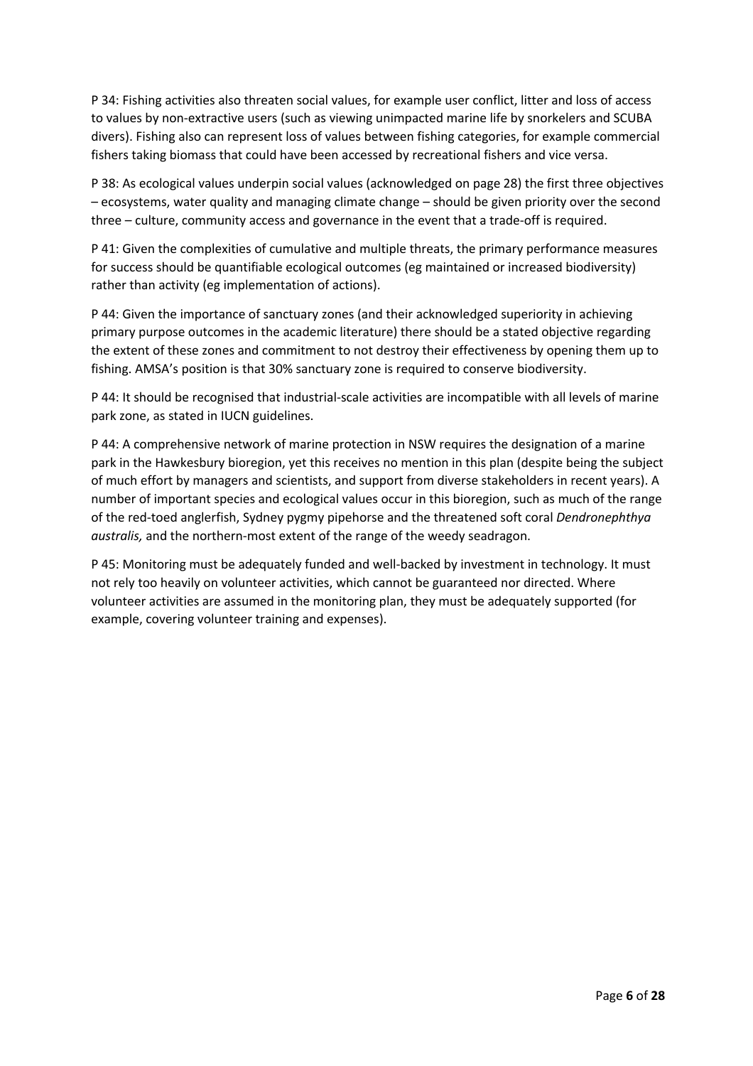P 34: Fishing activities also threaten social values, for example user conflict, litter and loss of access to values by non-extractive users (such as viewing unimpacted marine life by snorkelers and SCUBA divers). Fishing also can represent loss of values between fishing categories, for example commercial fishers taking biomass that could have been accessed by recreational fishers and vice versa.

P 38: As ecological values underpin social values (acknowledged on page 28) the first three objectives – ecosystems, water quality and managing climate change – should be given priority over the second three – culture, community access and governance in the event that a trade-off is required.

P 41: Given the complexities of cumulative and multiple threats, the primary performance measures for success should be quantifiable ecological outcomes (eg maintained or increased biodiversity) rather than activity (eg implementation of actions).

P 44: Given the importance of sanctuary zones (and their acknowledged superiority in achieving primary purpose outcomes in the academic literature) there should be a stated objective regarding the extent of these zones and commitment to not destroy their effectiveness by opening them up to fishing. AMSA's position is that 30% sanctuary zone is required to conserve biodiversity.

P 44: It should be recognised that industrial-scale activities are incompatible with all levels of marine park zone, as stated in IUCN guidelines.

P 44: A comprehensive network of marine protection in NSW requires the designation of a marine park in the Hawkesbury bioregion, yet this receives no mention in this plan (despite being the subject of much effort by managers and scientists, and support from diverse stakeholders in recent years). A number of important species and ecological values occur in this bioregion, such as much of the range of the red-toed anglerfish, Sydney pygmy pipehorse and the threatened soft coral *Dendronephthya australis,* and the northern-most extent of the range of the weedy seadragon.

P 45: Monitoring must be adequately funded and well-backed by investment in technology. It must not rely too heavily on volunteer activities, which cannot be guaranteed nor directed. Where volunteer activities are assumed in the monitoring plan, they must be adequately supported (for example, covering volunteer training and expenses).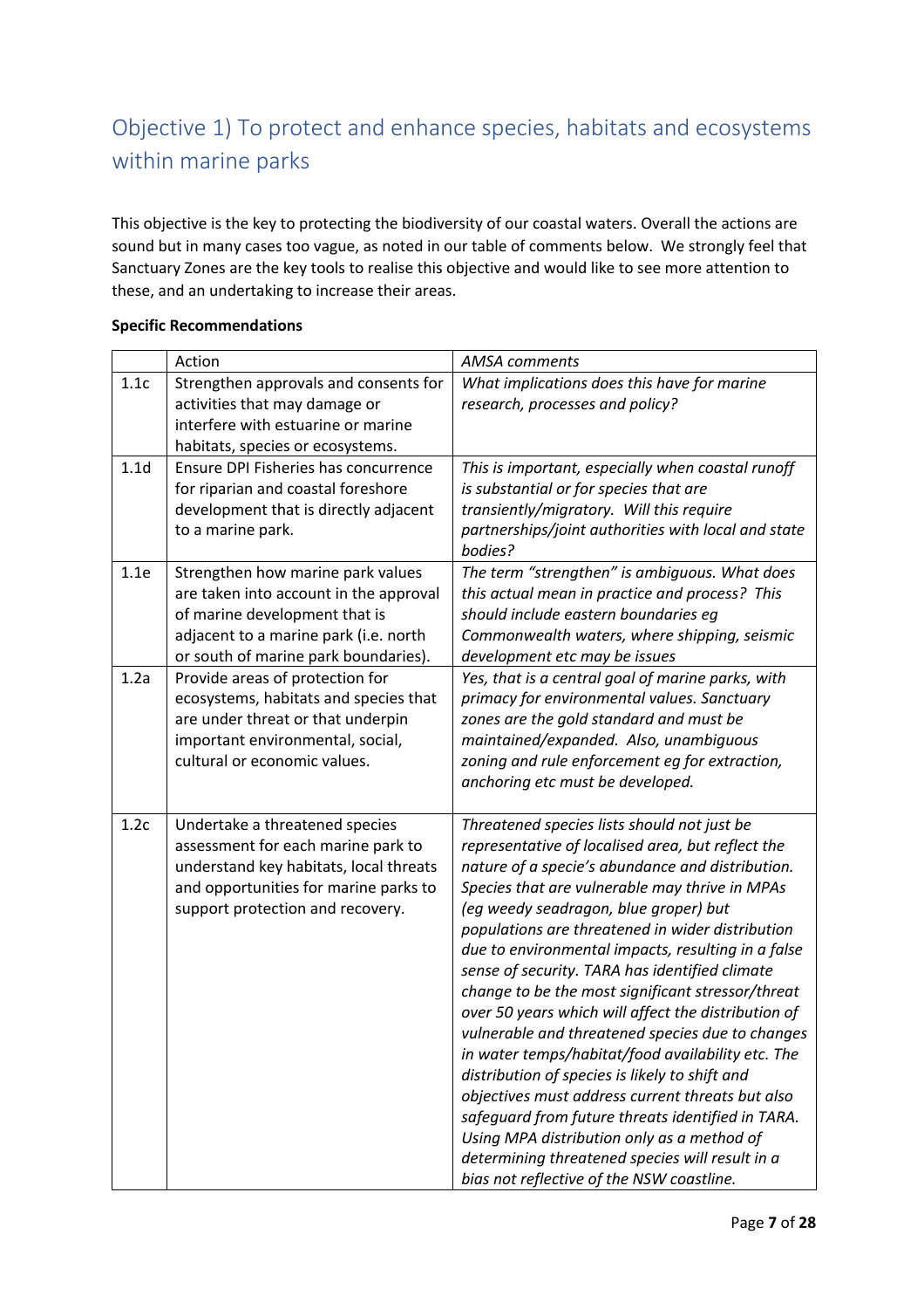## Objective 1) To protect and enhance species, habitats and ecosystems within marine parks

This objective is the key to protecting the biodiversity of our coastal waters. Overall the actions are sound but in many cases too vague, as noted in our table of comments below. We strongly feel that Sanctuary Zones are the key tools to realise this objective and would like to see more attention to these, and an undertaking to increase their areas.

**Specific Recommendations**

| | Action | *AMSA comments* |
|---|---|---|
| 1.1c | Strengthen approvals and consents for activities that may damage or interfere with estuarine or marine habitats, species or ecosystems. | *What implications does this have for marine research, processes and policy?* |
| 1.1d | Ensure DPI Fisheries has concurrence for riparian and coastal foreshore development that is directly adjacent to a marine park. | *This is important, especially when coastal runoff is substantial or for species that are transiently/migratory. Will this require partnerships/joint authorities with local and state bodies?* |
| 1.1e | Strengthen how marine park values are taken into account in the approval of marine development that is adjacent to a marine park (i.e. north or south of marine park boundaries). | *The term "strengthen" is ambiguous. What does this actual mean in practice and process? This should include eastern boundaries eg Commonwealth waters, where shipping, seismic development etc may be issues* |
| 1.2a | Provide areas of protection for ecosystems, habitats and species that are under threat or that underpin important environmental, social, cultural or economic values. | *Yes, that is a central goal of marine parks, with primacy for environmental values. Sanctuary zones are the gold standard and must be maintained/expanded. Also, unambiguous zoning and rule enforcement eg for extraction, anchoring etc must be developed.* |
| 1.2c | Undertake a threatened species assessment for each marine park to understand key habitats, local threats and opportunities for marine parks to support protection and recovery. | *Threatened species lists should not just be representative of localised area, but reflect the nature of a specie's abundance and distribution. Species that are vulnerable may thrive in MPAs (eg weedy seadragon, blue groper) but populations are threatened in wider distribution due to environmental impacts, resulting in a false sense of security. TARA has identified climate change to be the most significant stressor/threat over 50 years which will affect the distribution of vulnerable and threatened species due to changes in water temps/habitat/food availability etc. The distribution of species is likely to shift and objectives must address current threats but also safeguard from future threats identified in TARA. Using MPA distribution only as a method of determining threatened species will result in a bias not reflective of the NSW coastline.* |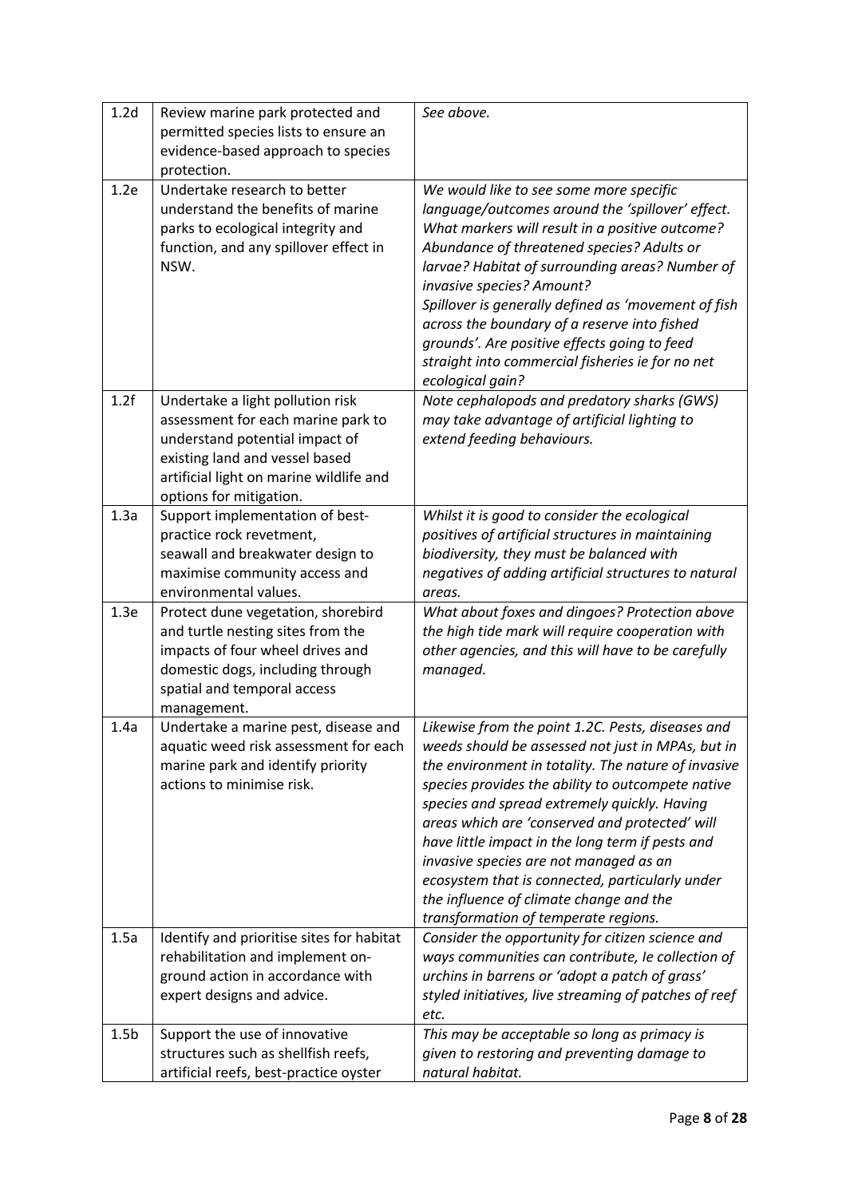| | | |
|---|---|---|
| 1.2d | Review marine park protected and permitted species lists to ensure an evidence-based approach to species protection. | *See above.* |
| 1.2e | Undertake research to better understand the benefits of marine parks to ecological integrity and function, and any spillover effect in NSW. | *We would like to see some more specific language/outcomes around the 'spillover' effect. What markers will result in a positive outcome? Abundance of threatened species? Adults or larvae? Habitat of surrounding areas? Number of invasive species? Amount?* <br> *Spillover is generally defined as 'movement of fish across the boundary of a reserve into fished grounds'. Are positive effects going to feed straight into commercial fisheries ie for no net ecological gain?* |
| 1.2f | Undertake a light pollution risk assessment for each marine park to understand potential impact of existing land and vessel based artificial light on marine wildlife and options for mitigation. | *Note cephalopods and predatory sharks (GWS) may take advantage of artificial lighting to extend feeding behaviours.* |
| 1.3a | Support implementation of best-practice rock revetment, seawall and breakwater design to maximise community access and environmental values. | *Whilst it is good to consider the ecological positives of artificial structures in maintaining biodiversity, they must be balanced with negatives of adding artificial structures to natural areas.* |
| 1.3e | Protect dune vegetation, shorebird and turtle nesting sites from the impacts of four wheel drives and domestic dogs, including through spatial and temporal access management. | *What about foxes and dingoes? Protection above the high tide mark will require cooperation with other agencies, and this will have to be carefully managed.* |
| 1.4a | Undertake a marine pest, disease and aquatic weed risk assessment for each marine park and identify priority actions to minimise risk. | *Likewise from the point 1.2C. Pests, diseases and weeds should be assessed not just in MPAs, but in the environment in totality. The nature of invasive species provides the ability to outcompete native species and spread extremely quickly. Having areas which are 'conserved and protected' will have little impact in the long term if pests and invasive species are not managed as an ecosystem that is connected, particularly under the influence of climate change and the transformation of temperate regions.* |
| 1.5a | Identify and prioritise sites for habitat rehabilitation and implement on-ground action in accordance with expert designs and advice. | *Consider the opportunity for citizen science and ways communities can contribute, Ie collection of urchins in barrens or 'adopt a patch of grass' styled initiatives, live streaming of patches of reef etc.* |
| 1.5b | Support the use of innovative structures such as shellfish reefs, artificial reefs, best-practice oyster | *This may be acceptable so long as primacy is given to restoring and preventing damage to natural habitat.* |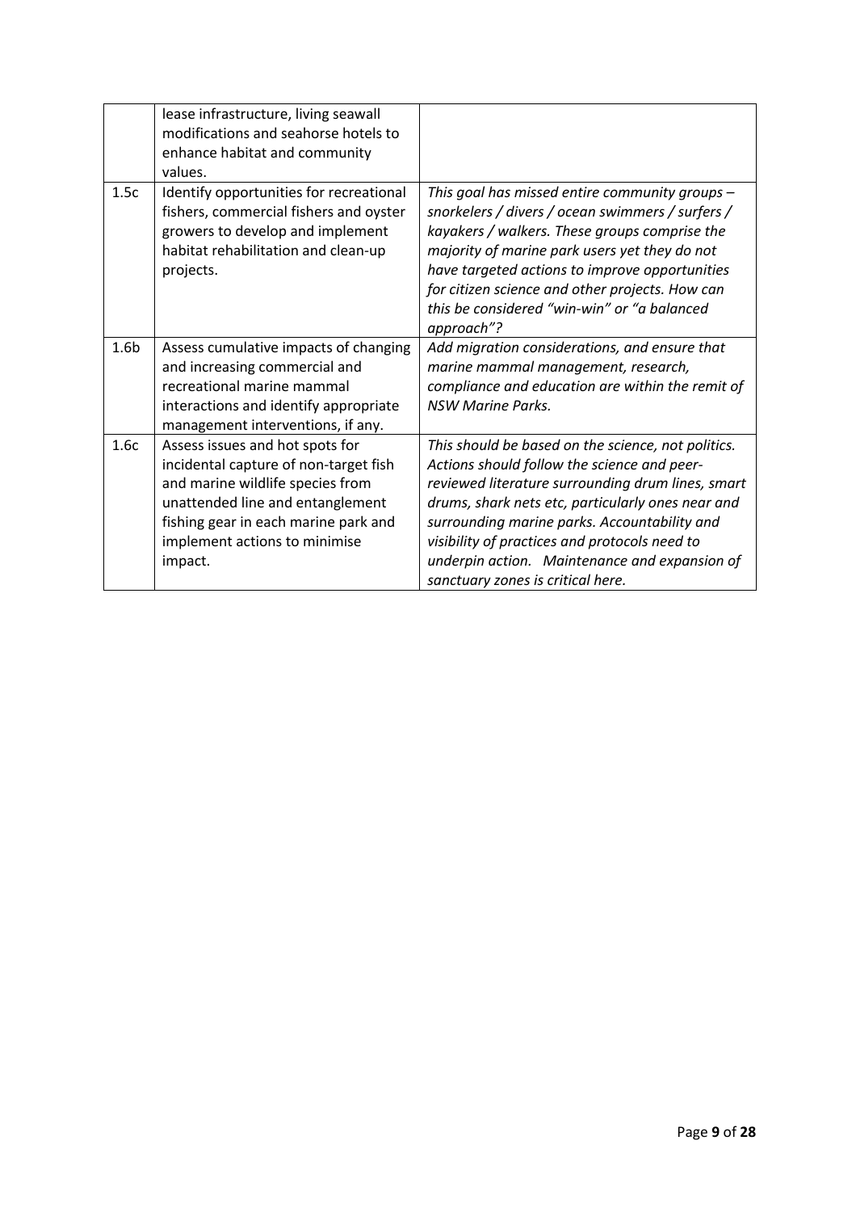| | | |
|---|---|---|
| | lease infrastructure, living seawall modifications and seahorse hotels to enhance habitat and community values. | |
| 1.5c | Identify opportunities for recreational fishers, commercial fishers and oyster growers to develop and implement habitat rehabilitation and clean-up projects. | *This goal has missed entire community groups – snorkelers / divers / ocean swimmers / surfers / kayakers / walkers. These groups comprise the majority of marine park users yet they do not have targeted actions to improve opportunities for citizen science and other projects. How can this be considered "win-win" or "a balanced approach"?* |
| 1.6b | Assess cumulative impacts of changing and increasing commercial and recreational marine mammal interactions and identify appropriate management interventions, if any. | *Add migration considerations, and ensure that marine mammal management, research, compliance and education are within the remit of NSW Marine Parks.* |
| 1.6c | Assess issues and hot spots for incidental capture of non-target fish and marine wildlife species from unattended line and entanglement fishing gear in each marine park and implement actions to minimise impact. | *This should be based on the science, not politics. Actions should follow the science and peer-reviewed literature surrounding drum lines, smart drums, shark nets etc, particularly ones near and surrounding marine parks. Accountability and visibility of practices and protocols need to underpin action. Maintenance and expansion of sanctuary zones is critical here.* |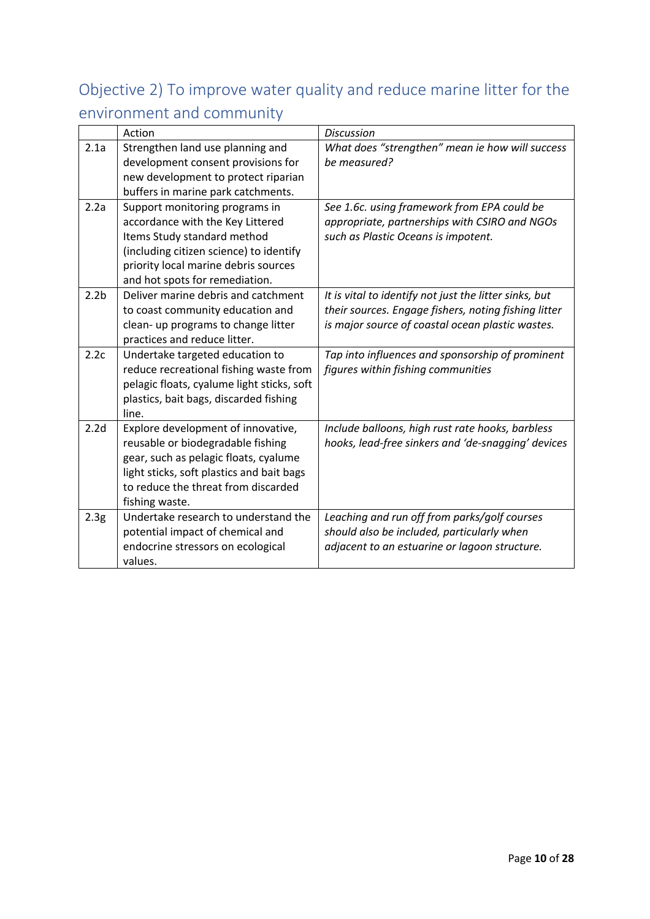## Objective 2) To improve water quality and reduce marine litter for the environment and community

| | Action | *Discussion* |
|---|---|---|
| 2.1a | Strengthen land use planning and development consent provisions for new development to protect riparian buffers in marine park catchments. | *What does "strengthen" mean ie how will success be measured?* |
| 2.2a | Support monitoring programs in accordance with the Key Littered Items Study standard method (including citizen science) to identify priority local marine debris sources and hot spots for remediation. | *See 1.6c. using framework from EPA could be appropriate, partnerships with CSIRO and NGOs such as Plastic Oceans is impotent.* |
| 2.2b | Deliver marine debris and catchment to coast community education and clean- up programs to change litter practices and reduce litter. | *It is vital to identify not just the litter sinks, but their sources. Engage fishers, noting fishing litter is major source of coastal ocean plastic wastes.* |
| 2.2c | Undertake targeted education to reduce recreational fishing waste from pelagic floats, cyalume light sticks, soft plastics, bait bags, discarded fishing line. | *Tap into influences and sponsorship of prominent figures within fishing communities* |
| 2.2d | Explore development of innovative, reusable or biodegradable fishing gear, such as pelagic floats, cyalume light sticks, soft plastics and bait bags to reduce the threat from discarded fishing waste. | *Include balloons, high rust rate hooks, barbless hooks, lead-free sinkers and 'de-snagging' devices* |
| 2.3g | Undertake research to understand the potential impact of chemical and endocrine stressors on ecological values. | *Leaching and run off from parks/golf courses should also be included, particularly when adjacent to an estuarine or lagoon structure.* |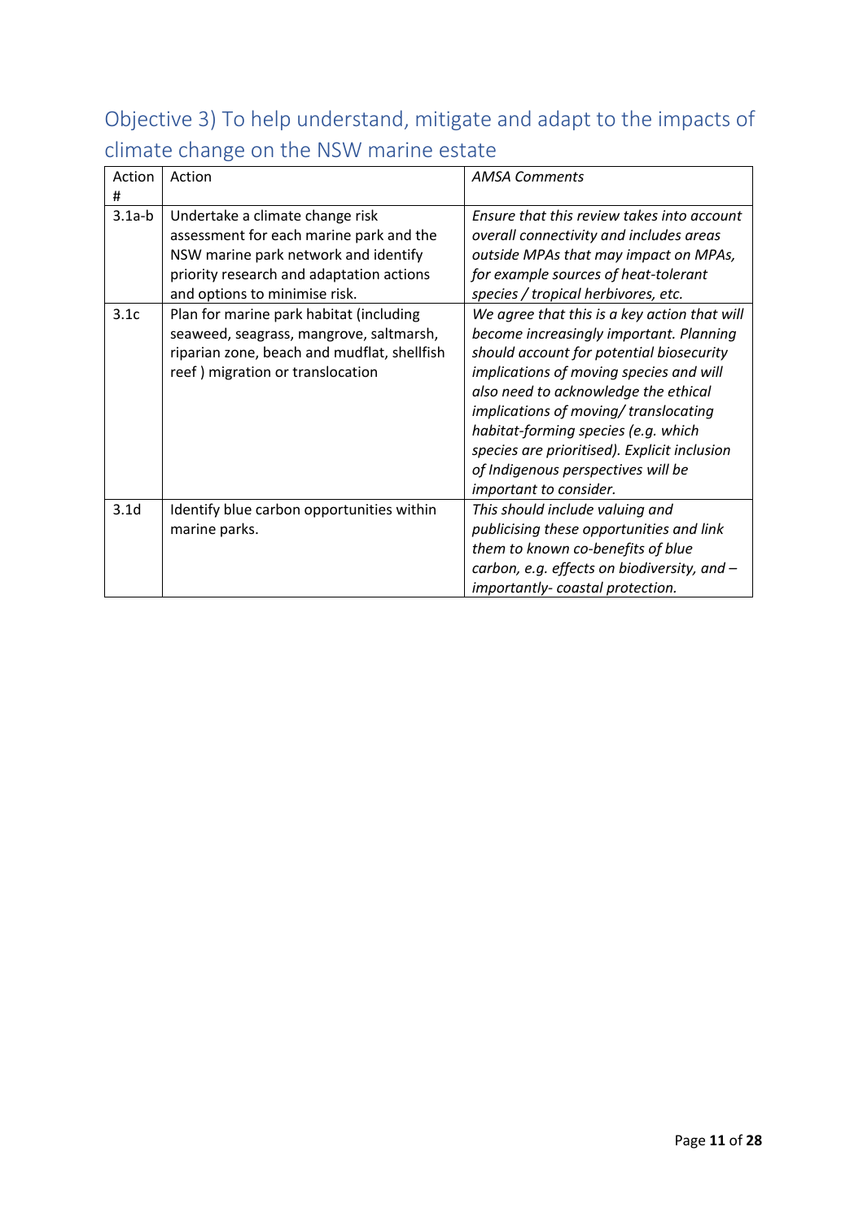## Objective 3) To help understand, mitigate and adapt to the impacts of climate change on the NSW marine estate

| Action # | Action | *AMSA Comments* |
|---|---|---|
| 3.1a-b | Undertake a climate change risk assessment for each marine park and the NSW marine park network and identify priority research and adaptation actions and options to minimise risk. | *Ensure that this review takes into account overall connectivity and includes areas outside MPAs that may impact on MPAs, for example sources of heat-tolerant species / tropical herbivores, etc.* |
| 3.1c | Plan for marine park habitat (including seaweed, seagrass, mangrove, saltmarsh, riparian zone, beach and mudflat, shellfish reef ) migration or translocation | *We agree that this is a key action that will become increasingly important. Planning should account for potential biosecurity implications of moving species and will also need to acknowledge the ethical implications of moving/ translocating habitat-forming species (e.g. which species are prioritised). Explicit inclusion of Indigenous perspectives will be important to consider.* |
| 3.1d | Identify blue carbon opportunities within marine parks. | *This should include valuing and publicising these opportunities and link them to known co-benefits of blue carbon, e.g. effects on biodiversity, and – importantly- coastal protection.* |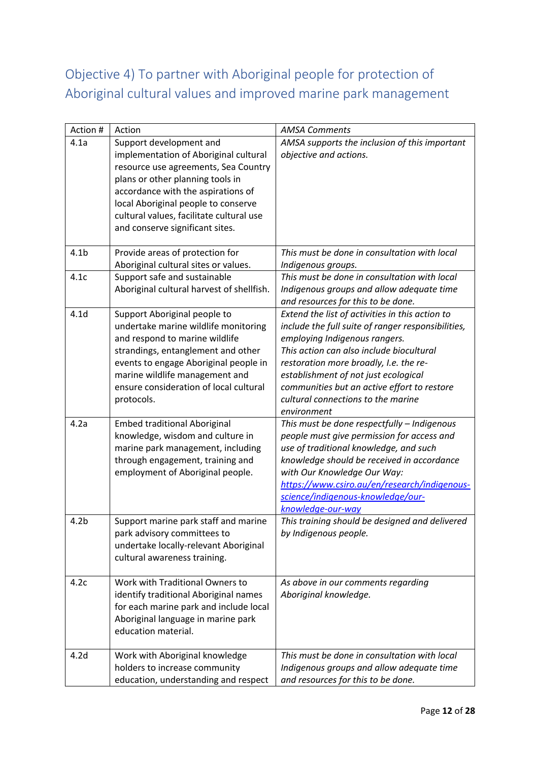## Objective 4) To partner with Aboriginal people for protection of Aboriginal cultural values and improved marine park management

| Action # | Action | *AMSA Comments* |
|---|---|---|
| 4.1a | Support development and implementation of Aboriginal cultural resource use agreements, Sea Country plans or other planning tools in accordance with the aspirations of local Aboriginal people to conserve cultural values, facilitate cultural use and conserve significant sites. | *AMSA supports the inclusion of this important objective and actions.* |
| 4.1b | Provide areas of protection for Aboriginal cultural sites or values. | *This must be done in consultation with local Indigenous groups.* |
| 4.1c | Support safe and sustainable Aboriginal cultural harvest of shellfish. | *This must be done in consultation with local Indigenous groups and allow adequate time and resources for this to be done.* |
| 4.1d | Support Aboriginal people to undertake marine wildlife monitoring and respond to marine wildlife strandings, entanglement and other events to engage Aboriginal people in marine wildlife management and ensure consideration of local cultural protocols. | *Extend the list of activities in this action to include the full suite of ranger responsibilities, employing Indigenous rangers.* *This action can also include biocultural restoration more broadly, I.e. the re-establishment of not just ecological communities but an active effort to restore cultural connections to the marine environment* |
| 4.2a | Embed traditional Aboriginal knowledge, wisdom and culture in marine park management, including through engagement, training and employment of Aboriginal people. | *This must be done respectfully – Indigenous people must give permission for access and use of traditional knowledge, and such knowledge should be received in accordance with Our Knowledge Our Way:* *[https://www.csiro.au/en/research/indigenous-science/indigenous-knowledge/our-knowledge-our-way](https://www.csiro.au/en/research/indigenous-science/indigenous-knowledge/our-knowledge-our-way)* |
| 4.2b | Support marine park staff and marine park advisory committees to undertake locally-relevant Aboriginal cultural awareness training. | *This training should be designed and delivered by Indigenous people.* |
| 4.2c | Work with Traditional Owners to identify traditional Aboriginal names for each marine park and include local Aboriginal language in marine park education material. | *As above in our comments regarding Aboriginal knowledge.* |
| 4.2d | Work with Aboriginal knowledge holders to increase community education, understanding and respect | *This must be done in consultation with local Indigenous groups and allow adequate time and resources for this to be done.* |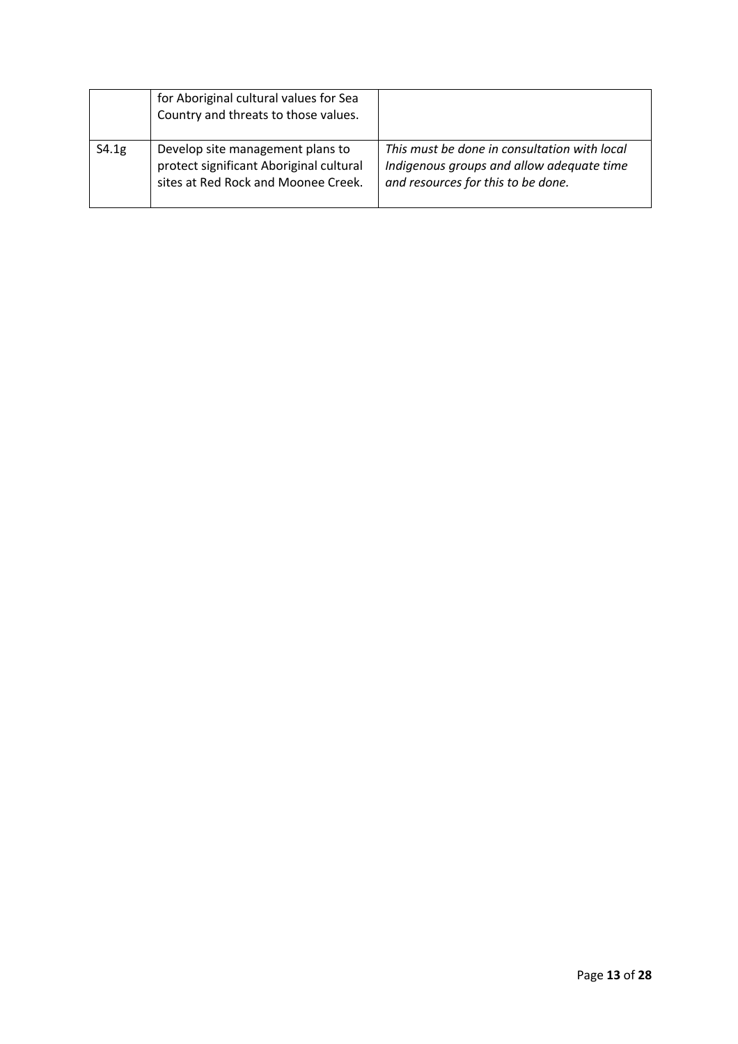| | | |
|---|---|---|
| | for Aboriginal cultural values for Sea Country and threats to those values. | |
| S4.1g | Develop site management plans to protect significant Aboriginal cultural sites at Red Rock and Moonee Creek. | *This must be done in consultation with local Indigenous groups and allow adequate time and resources for this to be done.* |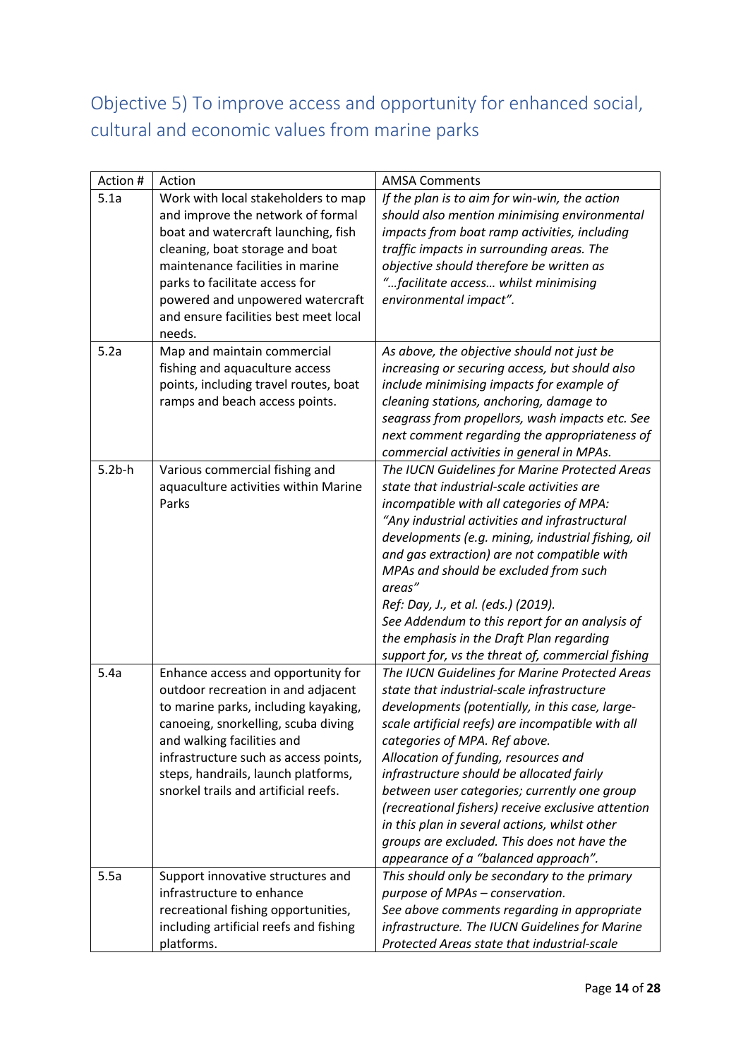## Objective 5) To improve access and opportunity for enhanced social, cultural and economic values from marine parks

| Action # | Action | AMSA Comments |
|---|---|---|
| 5.1a | Work with local stakeholders to map and improve the network of formal boat and watercraft launching, fish cleaning, boat storage and boat maintenance facilities in marine parks to facilitate access for powered and unpowered watercraft and ensure facilities best meet local needs. | *If the plan is to aim for win-win, the action should also mention minimising environmental impacts from boat ramp activities, including traffic impacts in surrounding areas. The objective should therefore be written as "…facilitate access… whilst minimising environmental impact".* |
| 5.2a | Map and maintain commercial fishing and aquaculture access points, including travel routes, boat ramps and beach access points. | *As above, the objective should not just be increasing or securing access, but should also include minimising impacts for example of cleaning stations, anchoring, damage to seagrass from propellors, wash impacts etc. See next comment regarding the appropriateness of commercial activities in general in MPAs.* |
| 5.2b-h | Various commercial fishing and aquaculture activities within Marine Parks | *The IUCN Guidelines for Marine Protected Areas state that industrial-scale activities are incompatible with all categories of MPA: "Any industrial activities and infrastructural developments (e.g. mining, industrial fishing, oil and gas extraction) are not compatible with MPAs and should be excluded from such areas"*<br>*Ref: Day, J., et al. (eds.) (2019).*<br>*See Addendum to this report for an analysis of the emphasis in the Draft Plan regarding support for, vs the threat of, commercial fishing* |
| 5.4a | Enhance access and opportunity for outdoor recreation in and adjacent to marine parks, including kayaking, canoeing, snorkelling, scuba diving and walking facilities and infrastructure such as access points, steps, handrails, launch platforms, snorkel trails and artificial reefs. | *The IUCN Guidelines for Marine Protected Areas state that industrial-scale infrastructure developments (potentially, in this case, large-scale artificial reefs) are incompatible with all categories of MPA. Ref above.*<br>*Allocation of funding, resources and infrastructure should be allocated fairly between user categories; currently one group (recreational fishers) receive exclusive attention in this plan in several actions, whilst other groups are excluded. This does not have the appearance of a "balanced approach".* |
| 5.5a | Support innovative structures and infrastructure to enhance recreational fishing opportunities, including artificial reefs and fishing platforms. | *This should only be secondary to the primary purpose of MPAs – conservation.*<br>*See above comments regarding in appropriate infrastructure. The IUCN Guidelines for Marine Protected Areas state that industrial-scale* |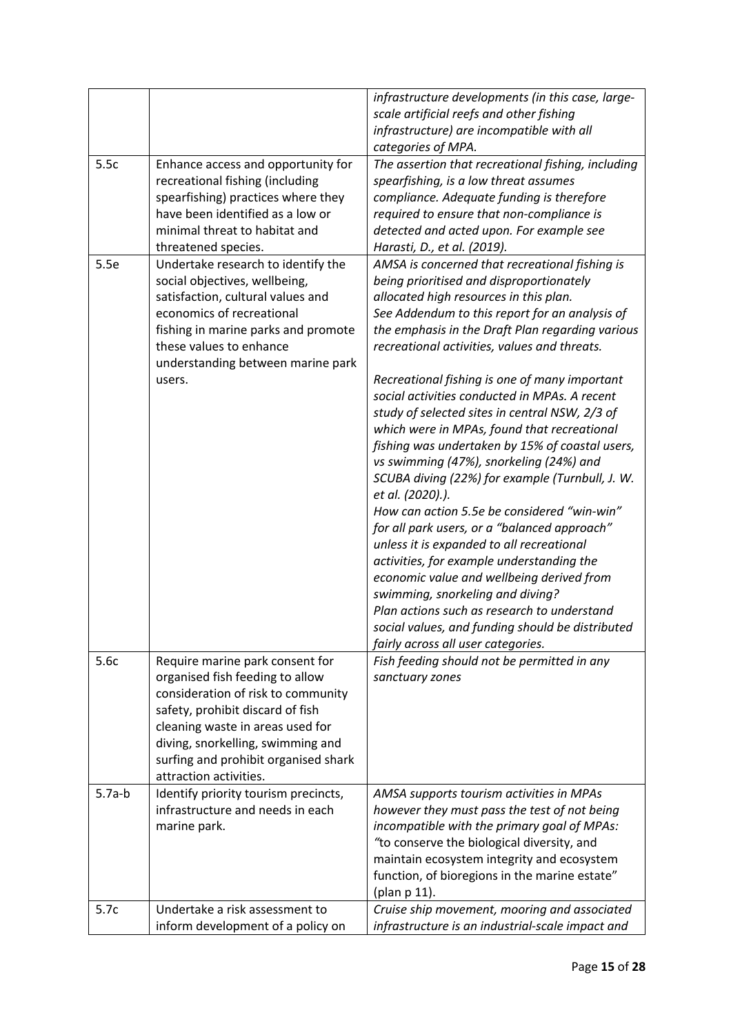| | | |
|---|---|---|
| | | *infrastructure developments (in this case, large-scale artificial reefs and other fishing infrastructure) are incompatible with all categories of MPA.* |
| 5.5c | Enhance access and opportunity for recreational fishing (including spearfishing) practices where they have been identified as a low or minimal threat to habitat and threatened species. | *The assertion that recreational fishing, including spearfishing, is a low threat assumes compliance. Adequate funding is therefore required to ensure that non-compliance is detected and acted upon. For example see Harasti, D., et al. (2019).* |
| 5.5e | Undertake research to identify the social objectives, wellbeing, satisfaction, cultural values and economics of recreational fishing in marine parks and promote these values to enhance understanding between marine park users. | *AMSA is concerned that recreational fishing is being prioritised and disproportionately allocated high resources in this plan.*<br>*See Addendum to this report for an analysis of the emphasis in the Draft Plan regarding various recreational activities, values and threats.*<br><br>*Recreational fishing is one of many important social activities conducted in MPAs. A recent study of selected sites in central NSW, 2/3 of which were in MPAs, found that recreational fishing was undertaken by 15% of coastal users, vs swimming (47%), snorkeling (24%) and SCUBA diving (22%) for example (Turnbull, J. W. et al. (2020).).*<br>*How can action 5.5e be considered "win-win" for all park users, or a "balanced approach" unless it is expanded to all recreational activities, for example understanding the economic value and wellbeing derived from swimming, snorkeling and diving?*<br>*Plan actions such as research to understand social values, and funding should be distributed fairly across all user categories.* |
| 5.6c | Require marine park consent for organised fish feeding to allow consideration of risk to community safety, prohibit discard of fish cleaning waste in areas used for diving, snorkelling, swimming and surfing and prohibit organised shark attraction activities. | *Fish feeding should not be permitted in any sanctuary zones* |
| 5.7a-b | Identify priority tourism precincts, infrastructure and needs in each marine park. | *AMSA supports tourism activities in MPAs however they must pass the test of not being incompatible with the primary goal of MPAs: "to conserve the biological diversity, and maintain ecosystem integrity and ecosystem function, of bioregions in the marine estate" (plan p 11).* |
| 5.7c | Undertake a risk assessment to inform development of a policy on | *Cruise ship movement, mooring and associated infrastructure is an industrial-scale impact and* |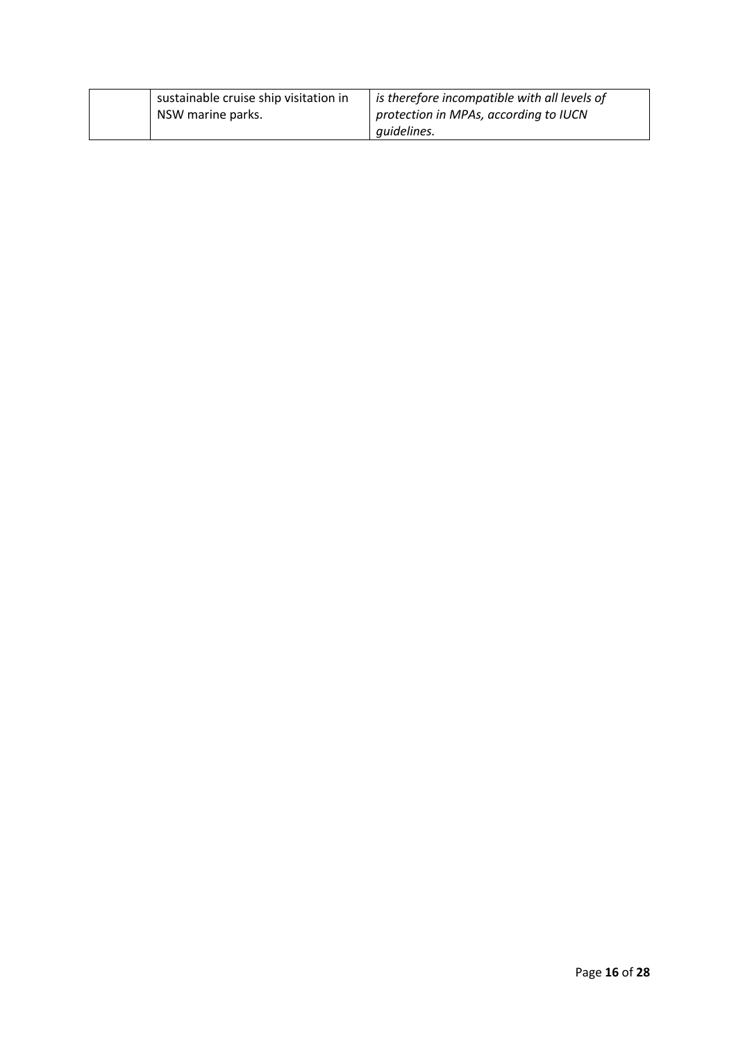|  | sustainable cruise ship visitation in NSW marine parks. | *is therefore incompatible with all levels of protection in MPAs, according to IUCN guidelines.* |
| --- | --- | --- |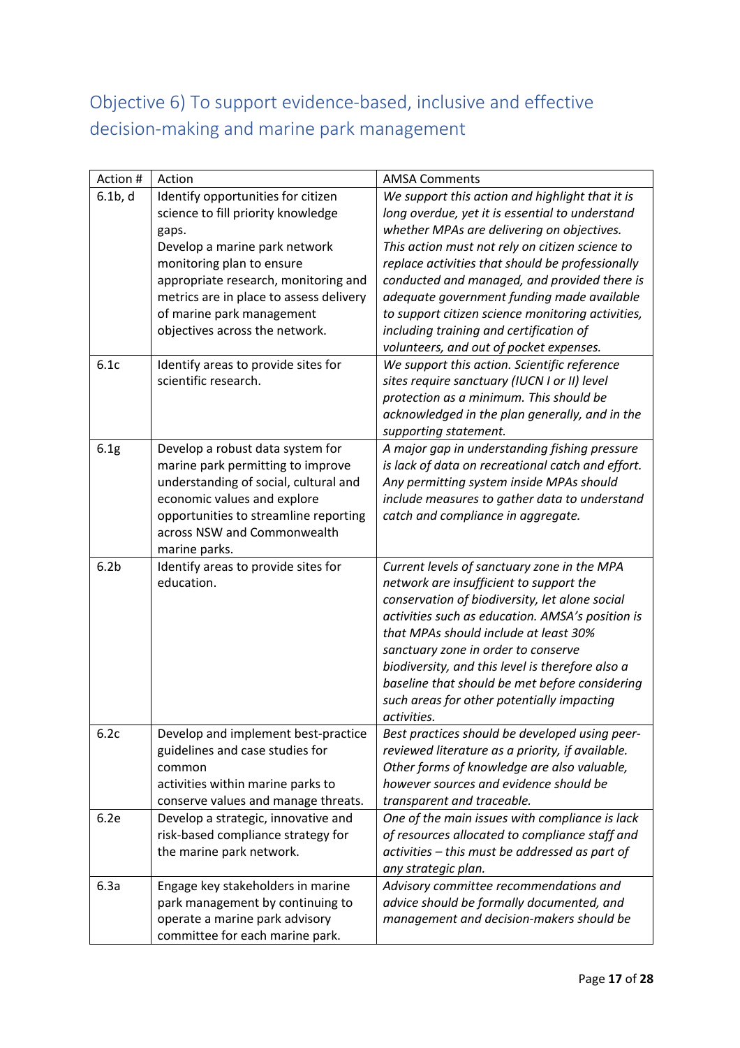## Objective 6) To support evidence-based, inclusive and effective decision-making and marine park management

| Action # | Action | AMSA Comments |
|---|---|---|
| 6.1b, d | Identify opportunities for citizen science to fill priority knowledge gaps.<br>Develop a marine park network monitoring plan to ensure appropriate research, monitoring and metrics are in place to assess delivery of marine park management objectives across the network. | *We support this action and highlight that it is long overdue, yet it is essential to understand whether MPAs are delivering on objectives. This action must not rely on citizen science to replace activities that should be professionally conducted and managed, and provided there is adequate government funding made available to support citizen science monitoring activities, including training and certification of volunteers, and out of pocket expenses.* |
| 6.1c | Identify areas to provide sites for scientific research. | *We support this action. Scientific reference sites require sanctuary (IUCN I or II) level protection as a minimum. This should be acknowledged in the plan generally, and in the supporting statement.* |
| 6.1g | Develop a robust data system for marine park permitting to improve understanding of social, cultural and economic values and explore opportunities to streamline reporting across NSW and Commonwealth marine parks. | *A major gap in understanding fishing pressure is lack of data on recreational catch and effort. Any permitting system inside MPAs should include measures to gather data to understand catch and compliance in aggregate.* |
| 6.2b | Identify areas to provide sites for education. | *Current levels of sanctuary zone in the MPA network are insufficient to support the conservation of biodiversity, let alone social activities such as education. AMSA's position is that MPAs should include at least 30% sanctuary zone in order to conserve biodiversity, and this level is therefore also a baseline that should be met before considering such areas for other potentially impacting activities.* |
| 6.2c | Develop and implement best-practice guidelines and case studies for common activities within marine parks to conserve values and manage threats. | *Best practices should be developed using peer-reviewed literature as a priority, if available. Other forms of knowledge are also valuable, however sources and evidence should be transparent and traceable.* |
| 6.2e | Develop a strategic, innovative and risk-based compliance strategy for the marine park network. | *One of the main issues with compliance is lack of resources allocated to compliance staff and activities – this must be addressed as part of any strategic plan.* |
| 6.3a | Engage key stakeholders in marine park management by continuing to operate a marine park advisory committee for each marine park. | *Advisory committee recommendations and advice should be formally documented, and management and decision-makers should be* |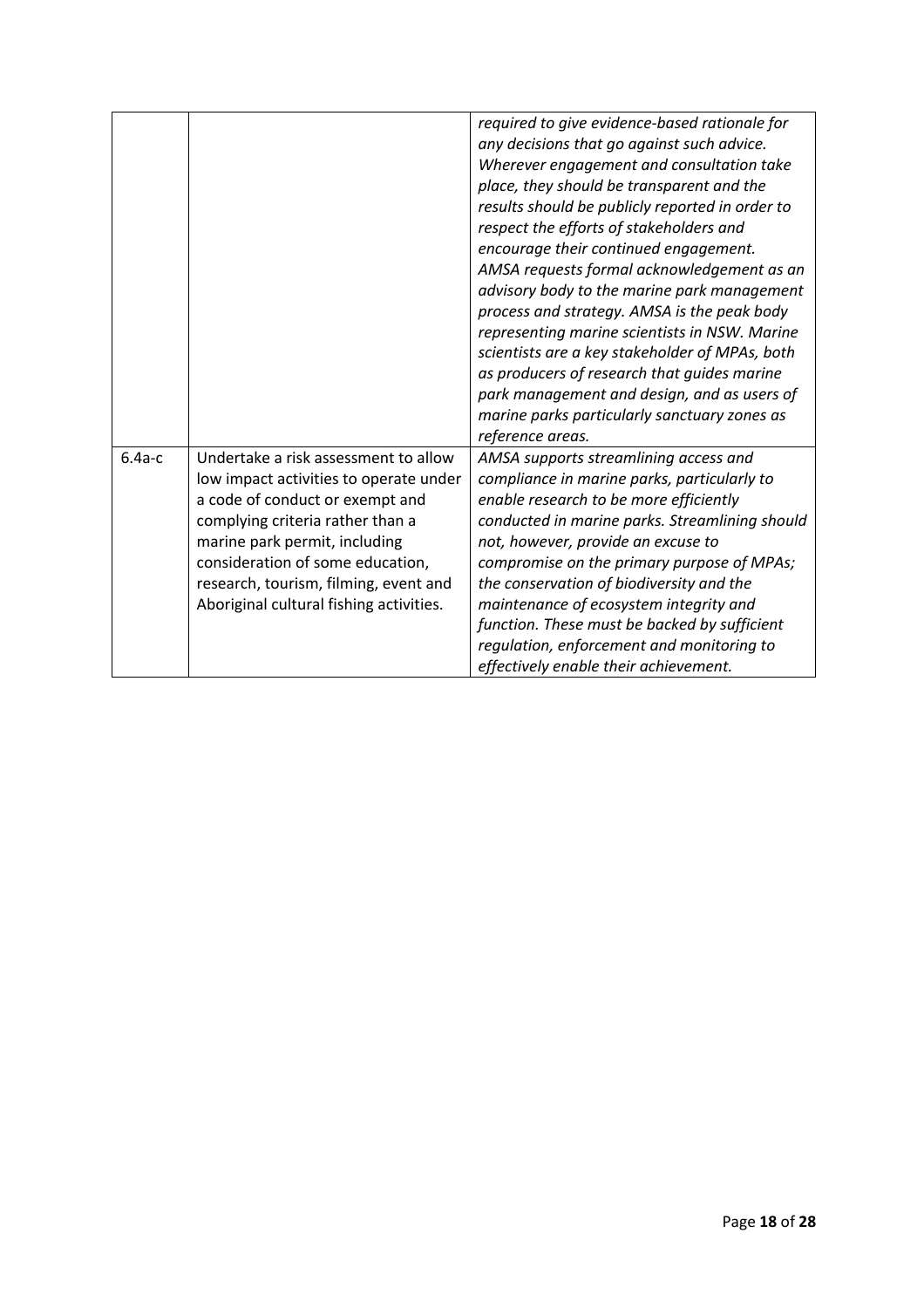| | | |
|---|---|---|
| | | *required to give evidence-based rationale for any decisions that go against such advice. Wherever engagement and consultation take place, they should be transparent and the results should be publicly reported in order to respect the efforts of stakeholders and encourage their continued engagement. AMSA requests formal acknowledgement as an advisory body to the marine park management process and strategy. AMSA is the peak body representing marine scientists in NSW. Marine scientists are a key stakeholder of MPAs, both as producers of research that guides marine park management and design, and as users of marine parks particularly sanctuary zones as reference areas.* |
| 6.4a-c | Undertake a risk assessment to allow low impact activities to operate under a code of conduct or exempt and complying criteria rather than a marine park permit, including consideration of some education, research, tourism, filming, event and Aboriginal cultural fishing activities. | *AMSA supports streamlining access and compliance in marine parks, particularly to enable research to be more efficiently conducted in marine parks. Streamlining should not, however, provide an excuse to compromise on the primary purpose of MPAs; the conservation of biodiversity and the maintenance of ecosystem integrity and function. These must be backed by sufficient regulation, enforcement and monitoring to effectively enable their achievement.* |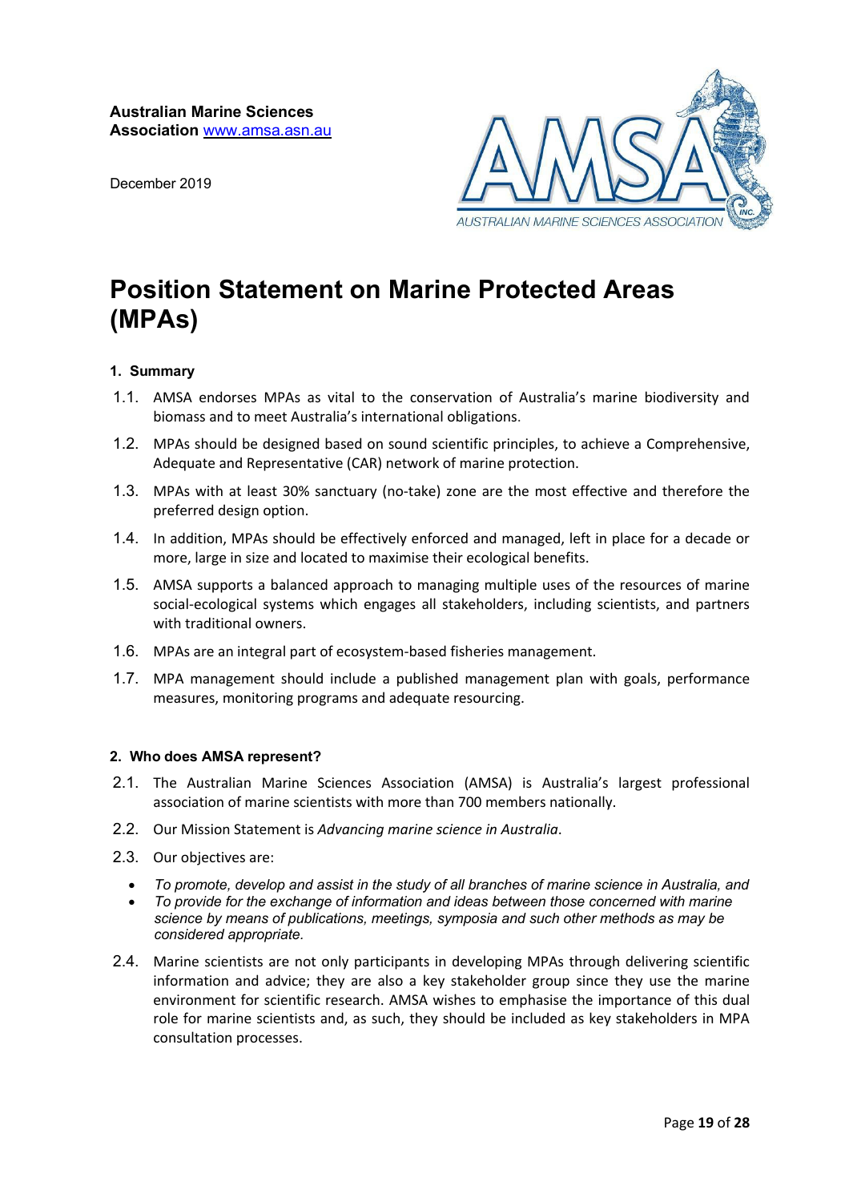**Australian Marine Sciences Association** www.amsa.asn.au

December 2019

# Position Statement on Marine Protected Areas (MPAs)

## 1. Summary

1.1. AMSA endorses MPAs as vital to the conservation of Australia's marine biodiversity and biomass and to meet Australia's international obligations.

1.2. MPAs should be designed based on sound scientific principles, to achieve a Comprehensive, Adequate and Representative (CAR) network of marine protection.

1.3. MPAs with at least 30% sanctuary (no-take) zone are the most effective and therefore the preferred design option.

1.4. In addition, MPAs should be effectively enforced and managed, left in place for a decade or more, large in size and located to maximise their ecological benefits.

1.5. AMSA supports a balanced approach to managing multiple uses of the resources of marine social-ecological systems which engages all stakeholders, including scientists, and partners with traditional owners.

1.6. MPAs are an integral part of ecosystem-based fisheries management.

1.7. MPA management should include a published management plan with goals, performance measures, monitoring programs and adequate resourcing.

## 2. Who does AMSA represent?

2.1. The Australian Marine Sciences Association (AMSA) is Australia's largest professional association of marine scientists with more than 700 members nationally.

2.2. Our Mission Statement is *Advancing marine science in Australia*.

2.3. Our objectives are:

- *To promote, develop and assist in the study of all branches of marine science in Australia, and*
- *To provide for the exchange of information and ideas between those concerned with marine science by means of publications, meetings, symposia and such other methods as may be considered appropriate.*

2.4. Marine scientists are not only participants in developing MPAs through delivering scientific information and advice; they are also a key stakeholder group since they use the marine environment for scientific research. AMSA wishes to emphasise the importance of this dual role for marine scientists and, as such, they should be included as key stakeholders in MPA consultation processes.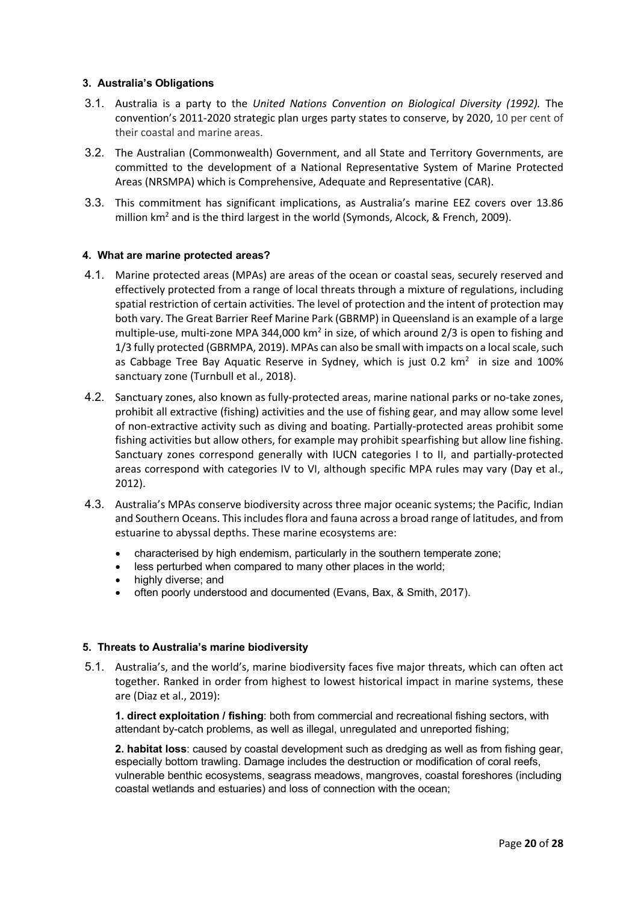### 3. Australia's Obligations

3.1. Australia is a party to the *United Nations Convention on Biological Diversity (1992).* The convention's 2011-2020 strategic plan urges party states to conserve, by 2020, 10 per cent of their coastal and marine areas.

3.2. The Australian (Commonwealth) Government, and all State and Territory Governments, are committed to the development of a National Representative System of Marine Protected Areas (NRSMPA) which is Comprehensive, Adequate and Representative (CAR).

3.3. This commitment has significant implications, as Australia's marine EEZ covers over 13.86 million km$^2$ and is the third largest in the world (Symonds, Alcock, & French, 2009).

### 4. What are marine protected areas?

4.1. Marine protected areas (MPAs) are areas of the ocean or coastal seas, securely reserved and effectively protected from a range of local threats through a mixture of regulations, including spatial restriction of certain activities. The level of protection and the intent of protection may both vary. The Great Barrier Reef Marine Park (GBRMP) in Queensland is an example of a large multiple-use, multi-zone MPA 344,000 km$^2$ in size, of which around 2/3 is open to fishing and 1/3 fully protected (GBRMPA, 2019). MPAs can also be small with impacts on a local scale, such as Cabbage Tree Bay Aquatic Reserve in Sydney, which is just 0.2 km$^2$ in size and 100% sanctuary zone (Turnbull et al., 2018).

4.2. Sanctuary zones, also known as fully-protected areas, marine national parks or no-take zones, prohibit all extractive (fishing) activities and the use of fishing gear, and may allow some level of non-extractive activity such as diving and boating. Partially-protected areas prohibit some fishing activities but allow others, for example may prohibit spearfishing but allow line fishing. Sanctuary zones correspond generally with IUCN categories I to II, and partially-protected areas correspond with categories IV to VI, although specific MPA rules may vary (Day et al., 2012).

4.3. Australia's MPAs conserve biodiversity across three major oceanic systems; the Pacific, Indian and Southern Oceans. This includes flora and fauna across a broad range of latitudes, and from estuarine to abyssal depths. These marine ecosystems are:

- characterised by high endemism, particularly in the southern temperate zone;
- less perturbed when compared to many other places in the world;
- highly diverse; and
- often poorly understood and documented (Evans, Bax, & Smith, 2017).

### 5. Threats to Australia's marine biodiversity

5.1. Australia's, and the world's, marine biodiversity faces five major threats, which can often act together. Ranked in order from highest to lowest historical impact in marine systems, these are (Diaz et al., 2019):

**1. direct exploitation / fishing**: both from commercial and recreational fishing sectors, with attendant by-catch problems, as well as illegal, unregulated and unreported fishing;

**2. habitat loss**: caused by coastal development such as dredging as well as from fishing gear, especially bottom trawling. Damage includes the destruction or modification of coral reefs, vulnerable benthic ecosystems, seagrass meadows, mangroves, coastal foreshores (including coastal wetlands and estuaries) and loss of connection with the ocean;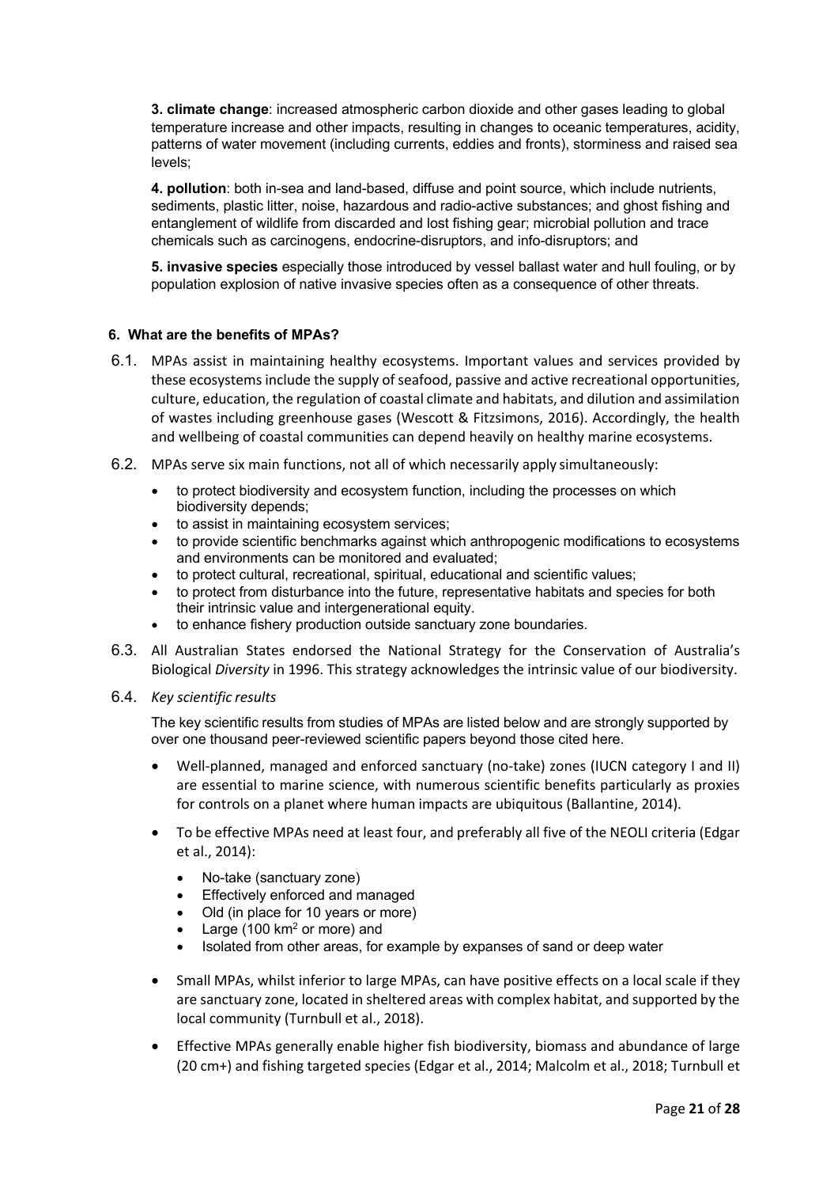**3. climate change**: increased atmospheric carbon dioxide and other gases leading to global temperature increase and other impacts, resulting in changes to oceanic temperatures, acidity, patterns of water movement (including currents, eddies and fronts), storminess and raised sea levels;

**4. pollution**: both in-sea and land-based, diffuse and point source, which include nutrients, sediments, plastic litter, noise, hazardous and radio-active substances; and ghost fishing and entanglement of wildlife from discarded and lost fishing gear; microbial pollution and trace chemicals such as carcinogens, endocrine-disruptors, and info-disruptors; and

**5. invasive species** especially those introduced by vessel ballast water and hull fouling, or by population explosion of native invasive species often as a consequence of other threats.

#### 6. What are the benefits of MPAs?

6.1. MPAs assist in maintaining healthy ecosystems. Important values and services provided by these ecosystems include the supply of seafood, passive and active recreational opportunities, culture, education, the regulation of coastal climate and habitats, and dilution and assimilation of wastes including greenhouse gases (Wescott & Fitzsimons, 2016). Accordingly, the health and wellbeing of coastal communities can depend heavily on healthy marine ecosystems.

6.2. MPAs serve six main functions, not all of which necessarily apply simultaneously:

- to protect biodiversity and ecosystem function, including the processes on which biodiversity depends;
- to assist in maintaining ecosystem services;
- to provide scientific benchmarks against which anthropogenic modifications to ecosystems and environments can be monitored and evaluated;
- to protect cultural, recreational, spiritual, educational and scientific values;
- to protect from disturbance into the future, representative habitats and species for both their intrinsic value and intergenerational equity.
- to enhance fishery production outside sanctuary zone boundaries.

6.3. All Australian States endorsed the National Strategy for the Conservation of Australia's Biological *Diversity* in 1996. This strategy acknowledges the intrinsic value of our biodiversity.

6.4. *Key scientific results*

The key scientific results from studies of MPAs are listed below and are strongly supported by over one thousand peer-reviewed scientific papers beyond those cited here.

- Well-planned, managed and enforced sanctuary (no-take) zones (IUCN category I and II) are essential to marine science, with numerous scientific benefits particularly as proxies for controls on a planet where human impacts are ubiquitous (Ballantine, 2014).
- To be effective MPAs need at least four, and preferably all five of the NEOLI criteria (Edgar et al., 2014):
  - No-take (sanctuary zone)
  - Effectively enforced and managed
  - Old (in place for 10 years or more)
  - Large (100 $km^2$ or more) and
  - Isolated from other areas, for example by expanses of sand or deep water
- Small MPAs, whilst inferior to large MPAs, can have positive effects on a local scale if they are sanctuary zone, located in sheltered areas with complex habitat, and supported by the local community (Turnbull et al., 2018).
- Effective MPAs generally enable higher fish biodiversity, biomass and abundance of large (20 cm+) and fishing targeted species (Edgar et al., 2014; Malcolm et al., 2018; Turnbull et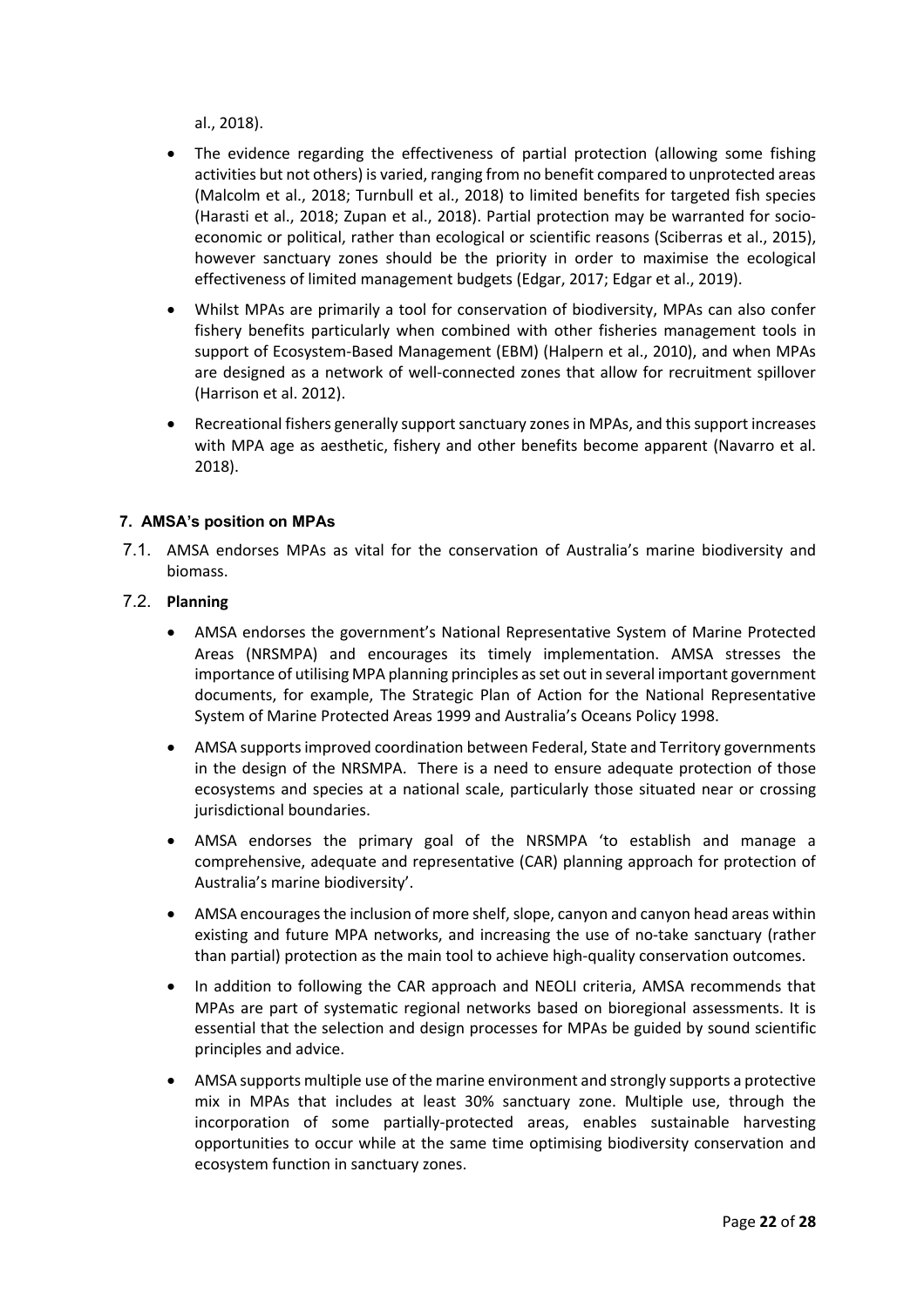al., 2018).

- The evidence regarding the effectiveness of partial protection (allowing some fishing activities but not others) is varied, ranging from no benefit compared to unprotected areas (Malcolm et al., 2018; Turnbull et al., 2018) to limited benefits for targeted fish species (Harasti et al., 2018; Zupan et al., 2018). Partial protection may be warranted for socio-economic or political, rather than ecological or scientific reasons (Sciberras et al., 2015), however sanctuary zones should be the priority in order to maximise the ecological effectiveness of limited management budgets (Edgar, 2017; Edgar et al., 2019).
- Whilst MPAs are primarily a tool for conservation of biodiversity, MPAs can also confer fishery benefits particularly when combined with other fisheries management tools in support of Ecosystem-Based Management (EBM) (Halpern et al., 2010), and when MPAs are designed as a network of well-connected zones that allow for recruitment spillover (Harrison et al. 2012).
- Recreational fishers generally support sanctuary zones in MPAs, and this support increases with MPA age as aesthetic, fishery and other benefits become apparent (Navarro et al. 2018).

#### 7. AMSA's position on MPAs

7.1. AMSA endorses MPAs as vital for the conservation of Australia's marine biodiversity and biomass.

7.2. **Planning**

- AMSA endorses the government's National Representative System of Marine Protected Areas (NRSMPA) and encourages its timely implementation. AMSA stresses the importance of utilising MPA planning principles as set out in several important government documents, for example, The Strategic Plan of Action for the National Representative System of Marine Protected Areas 1999 and Australia's Oceans Policy 1998.
- AMSA supports improved coordination between Federal, State and Territory governments in the design of the NRSMPA. There is a need to ensure adequate protection of those ecosystems and species at a national scale, particularly those situated near or crossing jurisdictional boundaries.
- AMSA endorses the primary goal of the NRSMPA 'to establish and manage a comprehensive, adequate and representative (CAR) planning approach for protection of Australia's marine biodiversity'.
- AMSA encourages the inclusion of more shelf, slope, canyon and canyon head areas within existing and future MPA networks, and increasing the use of no-take sanctuary (rather than partial) protection as the main tool to achieve high-quality conservation outcomes.
- In addition to following the CAR approach and NEOLI criteria, AMSA recommends that MPAs are part of systematic regional networks based on bioregional assessments. It is essential that the selection and design processes for MPAs be guided by sound scientific principles and advice.
- AMSA supports multiple use of the marine environment and strongly supports a protective mix in MPAs that includes at least 30% sanctuary zone. Multiple use, through the incorporation of some partially-protected areas, enables sustainable harvesting opportunities to occur while at the same time optimising biodiversity conservation and ecosystem function in sanctuary zones.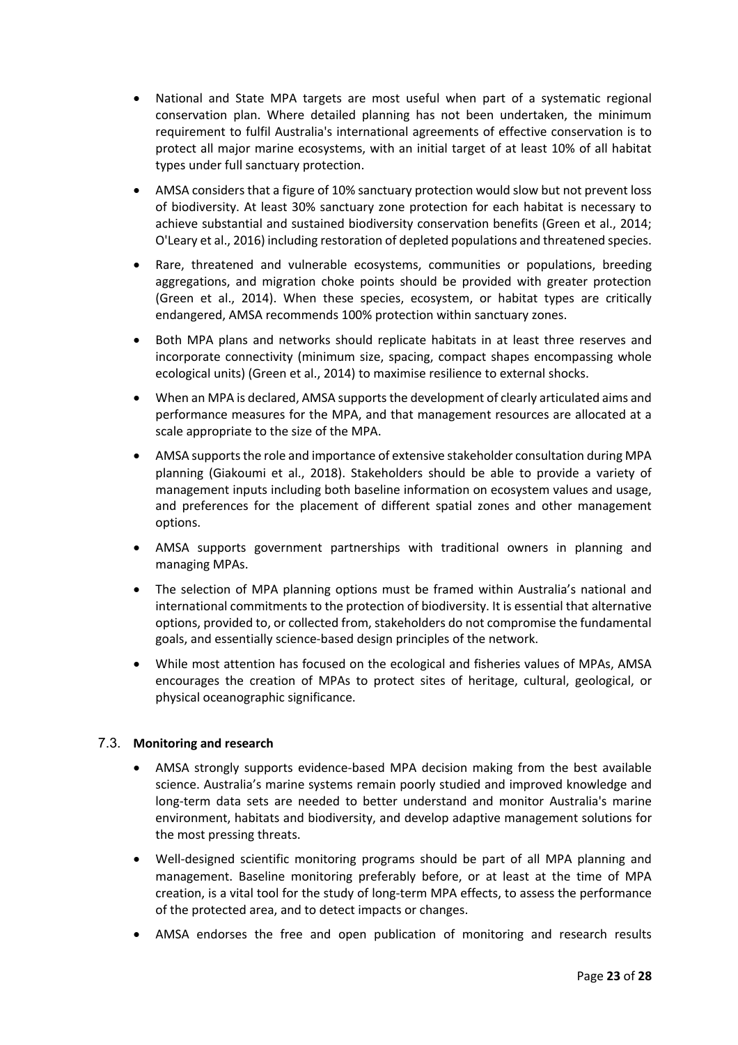- National and State MPA targets are most useful when part of a systematic regional conservation plan. Where detailed planning has not been undertaken, the minimum requirement to fulfil Australia's international agreements of effective conservation is to protect all major marine ecosystems, with an initial target of at least 10% of all habitat types under full sanctuary protection.
- AMSA considers that a figure of 10% sanctuary protection would slow but not prevent loss of biodiversity. At least 30% sanctuary zone protection for each habitat is necessary to achieve substantial and sustained biodiversity conservation benefits (Green et al., 2014; O'Leary et al., 2016) including restoration of depleted populations and threatened species.
- Rare, threatened and vulnerable ecosystems, communities or populations, breeding aggregations, and migration choke points should be provided with greater protection (Green et al., 2014). When these species, ecosystem, or habitat types are critically endangered, AMSA recommends 100% protection within sanctuary zones.
- Both MPA plans and networks should replicate habitats in at least three reserves and incorporate connectivity (minimum size, spacing, compact shapes encompassing whole ecological units) (Green et al., 2014) to maximise resilience to external shocks.
- When an MPA is declared, AMSA supports the development of clearly articulated aims and performance measures for the MPA, and that management resources are allocated at a scale appropriate to the size of the MPA.
- AMSA supports the role and importance of extensive stakeholder consultation during MPA planning (Giakoumi et al., 2018). Stakeholders should be able to provide a variety of management inputs including both baseline information on ecosystem values and usage, and preferences for the placement of different spatial zones and other management options.
- AMSA supports government partnerships with traditional owners in planning and managing MPAs.
- The selection of MPA planning options must be framed within Australia's national and international commitments to the protection of biodiversity. It is essential that alternative options, provided to, or collected from, stakeholders do not compromise the fundamental goals, and essentially science-based design principles of the network.
- While most attention has focused on the ecological and fisheries values of MPAs, AMSA encourages the creation of MPAs to protect sites of heritage, cultural, geological, or physical oceanographic significance.

### 7.3. Monitoring and research

- AMSA strongly supports evidence-based MPA decision making from the best available science. Australia's marine systems remain poorly studied and improved knowledge and long-term data sets are needed to better understand and monitor Australia's marine environment, habitats and biodiversity, and develop adaptive management solutions for the most pressing threats.
- Well-designed scientific monitoring programs should be part of all MPA planning and management. Baseline monitoring preferably before, or at least at the time of MPA creation, is a vital tool for the study of long-term MPA effects, to assess the performance of the protected area, and to detect impacts or changes.
- AMSA endorses the free and open publication of monitoring and research results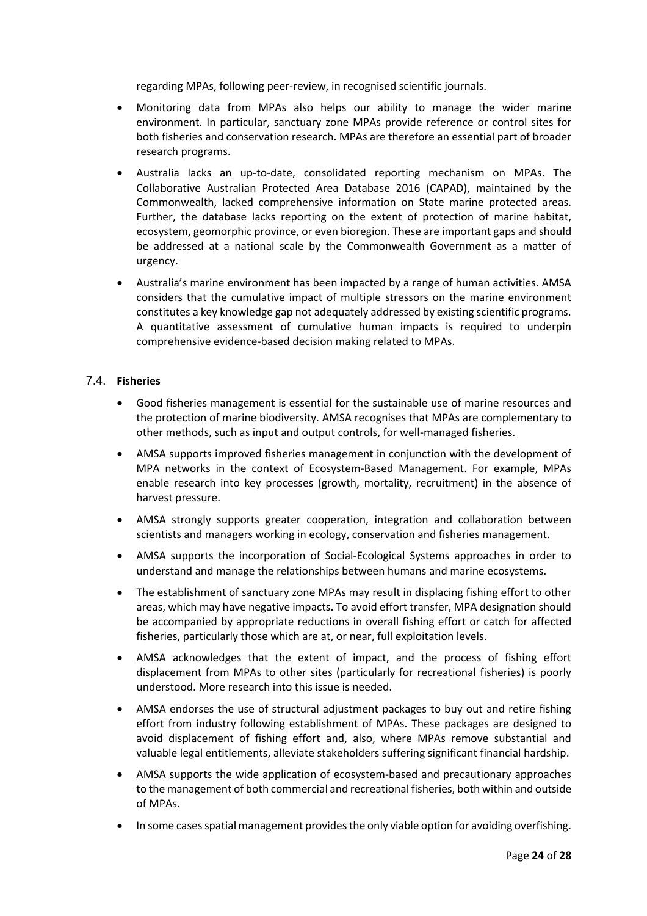regarding MPAs, following peer-review, in recognised scientific journals.

- Monitoring data from MPAs also helps our ability to manage the wider marine environment. In particular, sanctuary zone MPAs provide reference or control sites for both fisheries and conservation research. MPAs are therefore an essential part of broader research programs.
- Australia lacks an up-to-date, consolidated reporting mechanism on MPAs. The Collaborative Australian Protected Area Database 2016 (CAPAD), maintained by the Commonwealth, lacked comprehensive information on State marine protected areas. Further, the database lacks reporting on the extent of protection of marine habitat, ecosystem, geomorphic province, or even bioregion. These are important gaps and should be addressed at a national scale by the Commonwealth Government as a matter of urgency.
- Australia's marine environment has been impacted by a range of human activities. AMSA considers that the cumulative impact of multiple stressors on the marine environment constitutes a key knowledge gap not adequately addressed by existing scientific programs. A quantitative assessment of cumulative human impacts is required to underpin comprehensive evidence-based decision making related to MPAs.

### 7.4. **Fisheries**

- Good fisheries management is essential for the sustainable use of marine resources and the protection of marine biodiversity. AMSA recognises that MPAs are complementary to other methods, such as input and output controls, for well-managed fisheries.
- AMSA supports improved fisheries management in conjunction with the development of MPA networks in the context of Ecosystem-Based Management. For example, MPAs enable research into key processes (growth, mortality, recruitment) in the absence of harvest pressure.
- AMSA strongly supports greater cooperation, integration and collaboration between scientists and managers working in ecology, conservation and fisheries management.
- AMSA supports the incorporation of Social-Ecological Systems approaches in order to understand and manage the relationships between humans and marine ecosystems.
- The establishment of sanctuary zone MPAs may result in displacing fishing effort to other areas, which may have negative impacts. To avoid effort transfer, MPA designation should be accompanied by appropriate reductions in overall fishing effort or catch for affected fisheries, particularly those which are at, or near, full exploitation levels.
- AMSA acknowledges that the extent of impact, and the process of fishing effort displacement from MPAs to other sites (particularly for recreational fisheries) is poorly understood. More research into this issue is needed.
- AMSA endorses the use of structural adjustment packages to buy out and retire fishing effort from industry following establishment of MPAs. These packages are designed to avoid displacement of fishing effort and, also, where MPAs remove substantial and valuable legal entitlements, alleviate stakeholders suffering significant financial hardship.
- AMSA supports the wide application of ecosystem-based and precautionary approaches to the management of both commercial and recreational fisheries, both within and outside of MPAs.
- In some cases spatial management provides the only viable option for avoiding overfishing.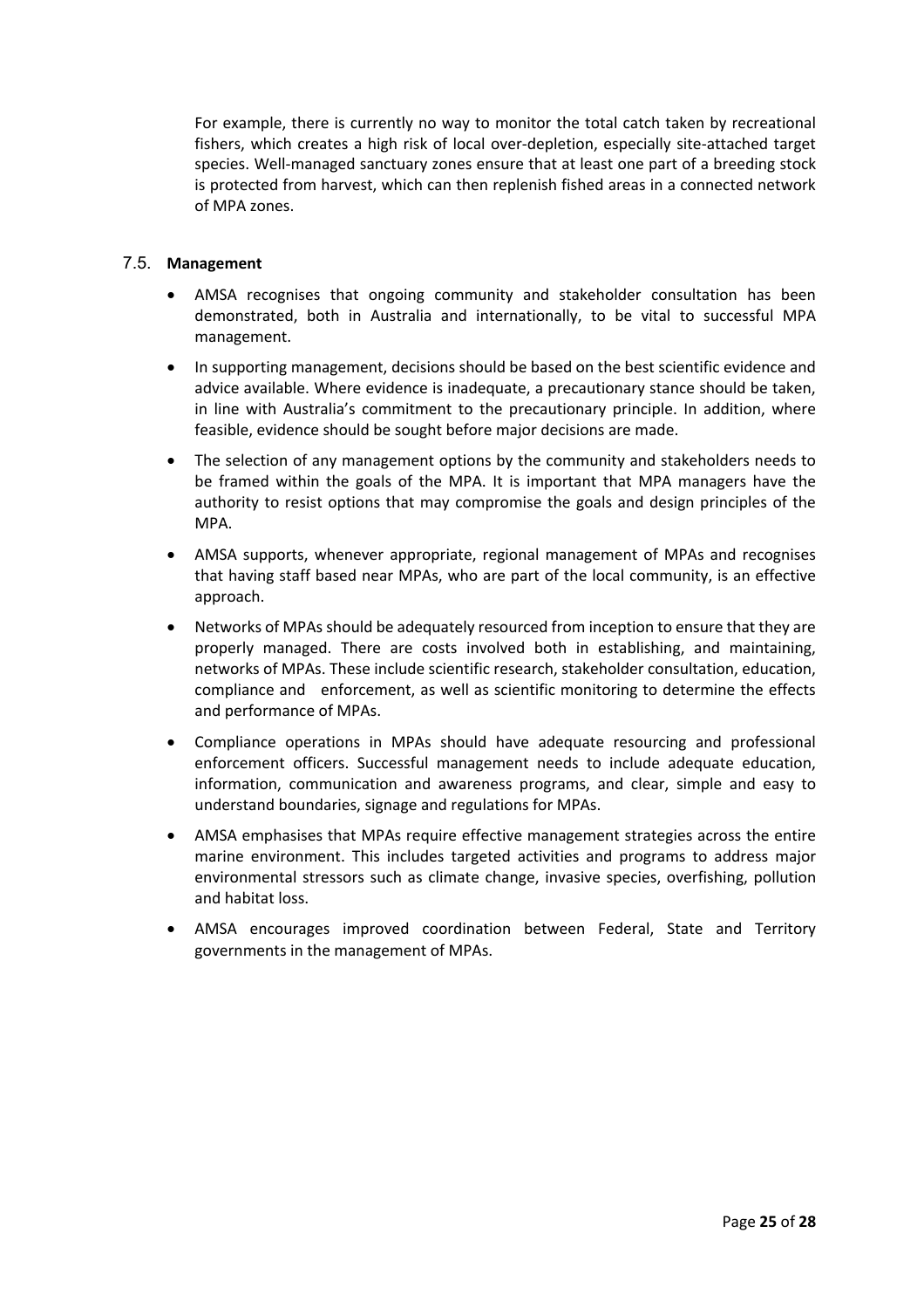For example, there is currently no way to monitor the total catch taken by recreational fishers, which creates a high risk of local over-depletion, especially site-attached target species. Well-managed sanctuary zones ensure that at least one part of a breeding stock is protected from harvest, which can then replenish fished areas in a connected network of MPA zones.

### 7.5. **Management**

- AMSA recognises that ongoing community and stakeholder consultation has been demonstrated, both in Australia and internationally, to be vital to successful MPA management.
- In supporting management, decisions should be based on the best scientific evidence and advice available. Where evidence is inadequate, a precautionary stance should be taken, in line with Australia's commitment to the precautionary principle. In addition, where feasible, evidence should be sought before major decisions are made.
- The selection of any management options by the community and stakeholders needs to be framed within the goals of the MPA. It is important that MPA managers have the authority to resist options that may compromise the goals and design principles of the MPA.
- AMSA supports, whenever appropriate, regional management of MPAs and recognises that having staff based near MPAs, who are part of the local community, is an effective approach.
- Networks of MPAs should be adequately resourced from inception to ensure that they are properly managed. There are costs involved both in establishing, and maintaining, networks of MPAs. These include scientific research, stakeholder consultation, education, compliance and enforcement, as well as scientific monitoring to determine the effects and performance of MPAs.
- Compliance operations in MPAs should have adequate resourcing and professional enforcement officers. Successful management needs to include adequate education, information, communication and awareness programs, and clear, simple and easy to understand boundaries, signage and regulations for MPAs.
- AMSA emphasises that MPAs require effective management strategies across the entire marine environment. This includes targeted activities and programs to address major environmental stressors such as climate change, invasive species, overfishing, pollution and habitat loss.
- AMSA encourages improved coordination between Federal, State and Territory governments in the management of MPAs.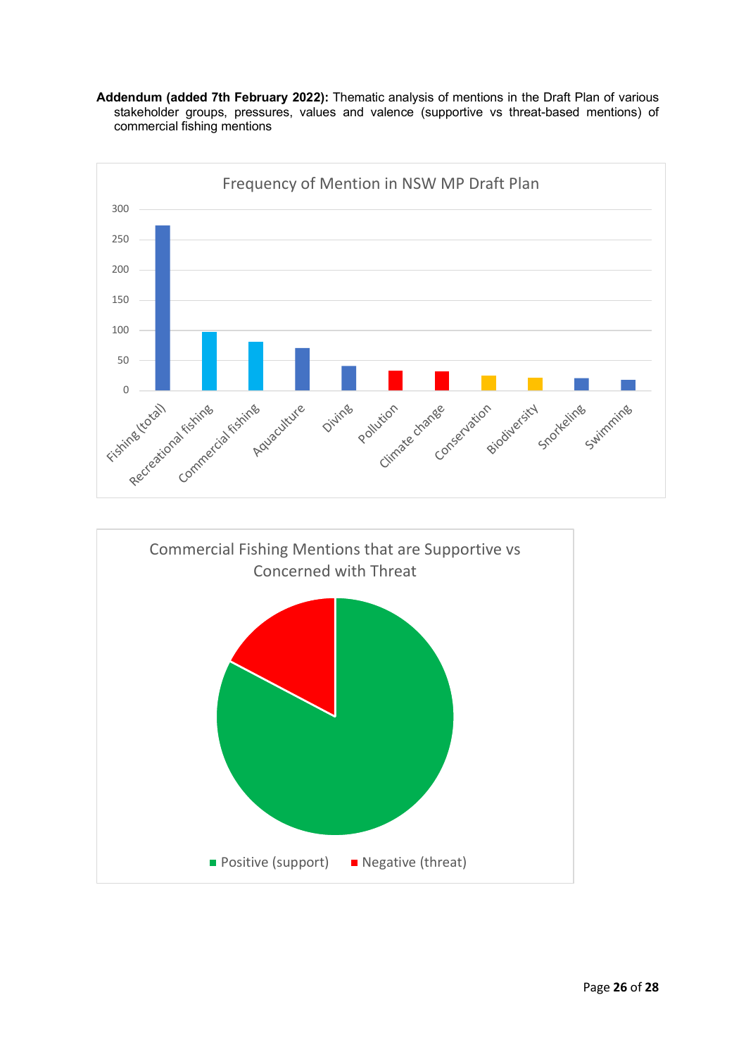**Addendum (added 7th February 2022):** Thematic analysis of mentions in the Draft Plan of various stakeholder groups, pressures, values and valence (supportive vs threat-based mentions) of commercial fishing mentions

Frequency of Mention in NSW MP Draft Plan

Fishing (total), Recreational fishing, Commercial fishing, Aquaculture, Diving, Pollution, Climate change, Conservation, Biodiversity, Snorkeling, Swimming

Commercial Fishing Mentions that are Supportive vs Concerned with Threat

Positive (support) · Negative (threat)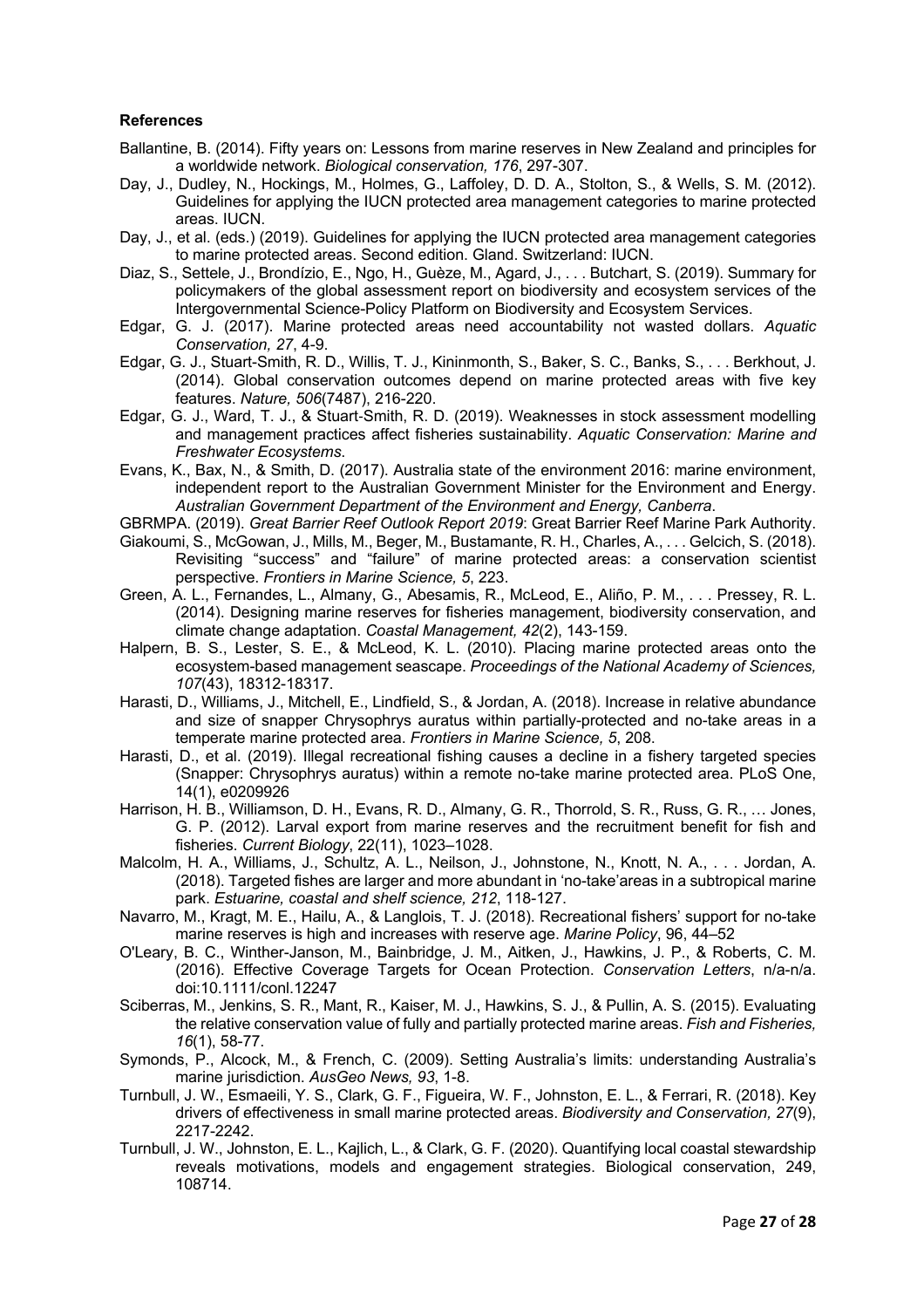**References**

Ballantine, B. (2014). Fifty years on: Lessons from marine reserves in New Zealand and principles for a worldwide network. *Biological conservation, 176*, 297-307.

Day, J., Dudley, N., Hockings, M., Holmes, G., Laffoley, D. D. A., Stolton, S., & Wells, S. M. (2012). Guidelines for applying the IUCN protected area management categories to marine protected areas. IUCN.

Day, J., et al. (eds.) (2019). Guidelines for applying the IUCN protected area management categories to marine protected areas. Second edition. Gland. Switzerland: IUCN.

Diaz, S., Settele, J., Brondízio, E., Ngo, H., Guèze, M., Agard, J., . . . Butchart, S. (2019). Summary for policymakers of the global assessment report on biodiversity and ecosystem services of the Intergovernmental Science-Policy Platform on Biodiversity and Ecosystem Services.

Edgar, G. J. (2017). Marine protected areas need accountability not wasted dollars. *Aquatic Conservation, 27*, 4-9.

Edgar, G. J., Stuart-Smith, R. D., Willis, T. J., Kininmonth, S., Baker, S. C., Banks, S., . . . Berkhout, J. (2014). Global conservation outcomes depend on marine protected areas with five key features. *Nature, 506*(7487), 216-220.

Edgar, G. J., Ward, T. J., & Stuart-Smith, R. D. (2019). Weaknesses in stock assessment modelling and management practices affect fisheries sustainability. *Aquatic Conservation: Marine and Freshwater Ecosystems*.

Evans, K., Bax, N., & Smith, D. (2017). Australia state of the environment 2016: marine environment, independent report to the Australian Government Minister for the Environment and Energy. *Australian Government Department of the Environment and Energy, Canberra*.

GBRMPA. (2019). *Great Barrier Reef Outlook Report 2019*: Great Barrier Reef Marine Park Authority.

Giakoumi, S., McGowan, J., Mills, M., Beger, M., Bustamante, R. H., Charles, A., . . . Gelcich, S. (2018). Revisiting "success" and "failure" of marine protected areas: a conservation scientist perspective. *Frontiers in Marine Science, 5*, 223.

Green, A. L., Fernandes, L., Almany, G., Abesamis, R., McLeod, E., Aliño, P. M., . . . Pressey, R. L. (2014). Designing marine reserves for fisheries management, biodiversity conservation, and climate change adaptation. *Coastal Management, 42*(2), 143-159.

Halpern, B. S., Lester, S. E., & McLeod, K. L. (2010). Placing marine protected areas onto the ecosystem-based management seascape. *Proceedings of the National Academy of Sciences, 107*(43), 18312-18317.

Harasti, D., Williams, J., Mitchell, E., Lindfield, S., & Jordan, A. (2018). Increase in relative abundance and size of snapper Chrysophrys auratus within partially-protected and no-take areas in a temperate marine protected area. *Frontiers in Marine Science, 5*, 208.

Harasti, D., et al. (2019). Illegal recreational fishing causes a decline in a fishery targeted species (Snapper: Chrysophrys auratus) within a remote no-take marine protected area. PLoS One, 14(1), e0209926

Harrison, H. B., Williamson, D. H., Evans, R. D., Almany, G. R., Thorrold, S. R., Russ, G. R., … Jones, G. P. (2012). Larval export from marine reserves and the recruitment benefit for fish and fisheries. *Current Biology*, 22(11), 1023–1028.

Malcolm, H. A., Williams, J., Schultz, A. L., Neilson, J., Johnstone, N., Knott, N. A., . . . Jordan, A. (2018). Targeted fishes are larger and more abundant in 'no-take'areas in a subtropical marine park. *Estuarine, coastal and shelf science, 212*, 118-127.

Navarro, M., Kragt, M. E., Hailu, A., & Langlois, T. J. (2018). Recreational fishers' support for no-take marine reserves is high and increases with reserve age. *Marine Policy*, 96, 44–52

O'Leary, B. C., Winther-Janson, M., Bainbridge, J. M., Aitken, J., Hawkins, J. P., & Roberts, C. M. (2016). Effective Coverage Targets for Ocean Protection. *Conservation Letters*, n/a-n/a. doi:10.1111/conl.12247

Sciberras, M., Jenkins, S. R., Mant, R., Kaiser, M. J., Hawkins, S. J., & Pullin, A. S. (2015). Evaluating the relative conservation value of fully and partially protected marine areas. *Fish and Fisheries, 16*(1), 58-77.

Symonds, P., Alcock, M., & French, C. (2009). Setting Australia's limits: understanding Australia's marine jurisdiction. *AusGeo News, 93*, 1-8.

Turnbull, J. W., Esmaeili, Y. S., Clark, G. F., Figueira, W. F., Johnston, E. L., & Ferrari, R. (2018). Key drivers of effectiveness in small marine protected areas. *Biodiversity and Conservation, 27*(9), 2217-2242.

Turnbull, J. W., Johnston, E. L., Kajlich, L., & Clark, G. F. (2020). Quantifying local coastal stewardship reveals motivations, models and engagement strategies. Biological conservation, 249, 108714.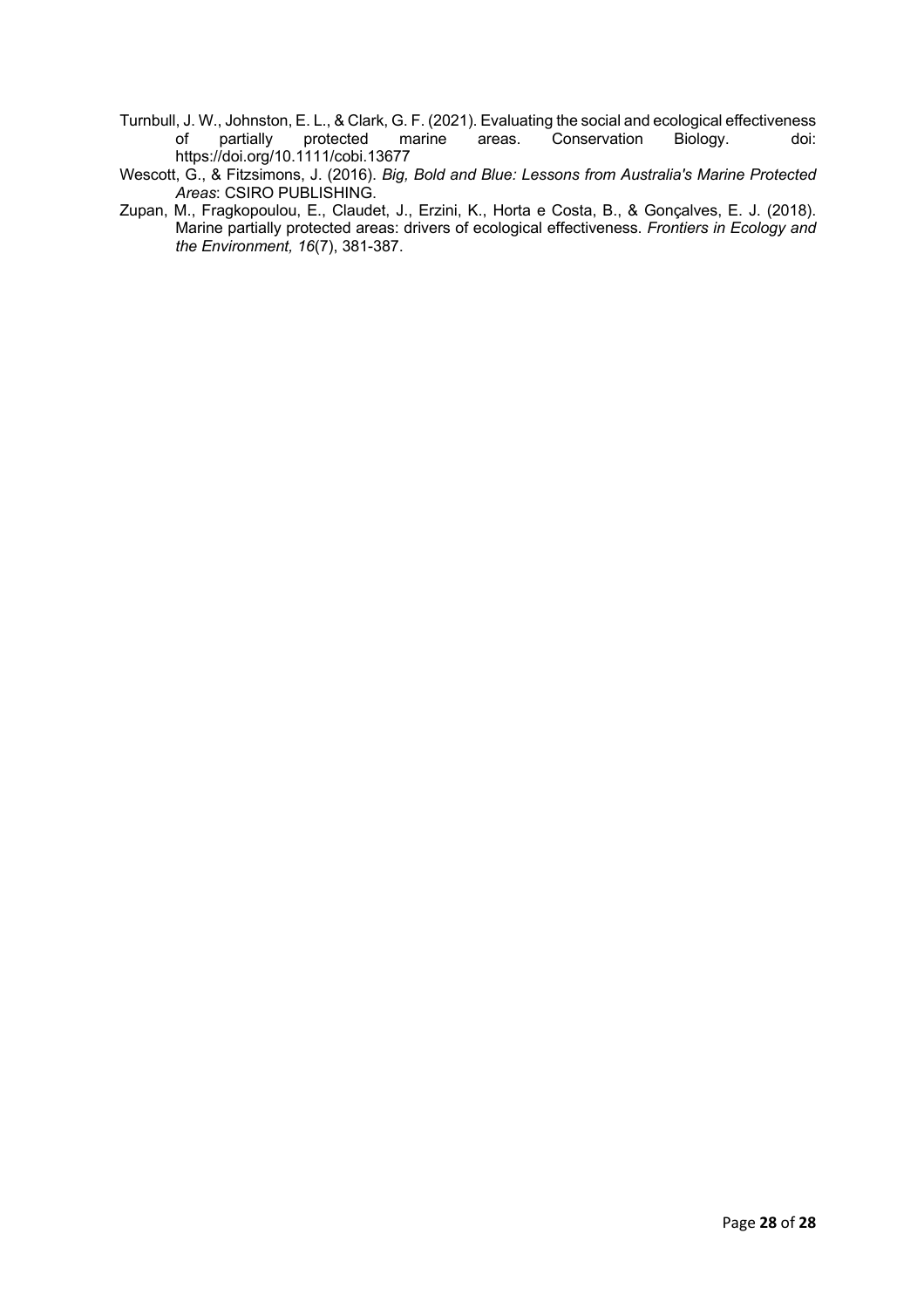Turnbull, J. W., Johnston, E. L., & Clark, G. F. (2021). Evaluating the social and ecological effectiveness of partially protected marine areas. Conservation Biology. doi: https://doi.org/10.1111/cobi.13677

Wescott, G., & Fitzsimons, J. (2016). *Big, Bold and Blue: Lessons from Australia's Marine Protected Areas*: CSIRO PUBLISHING.

Zupan, M., Fragkopoulou, E., Claudet, J., Erzini, K., Horta e Costa, B., & Gonçalves, E. J. (2018). Marine partially protected areas: drivers of ecological effectiveness. *Frontiers in Ecology and the Environment, 16*(7), 381-387.